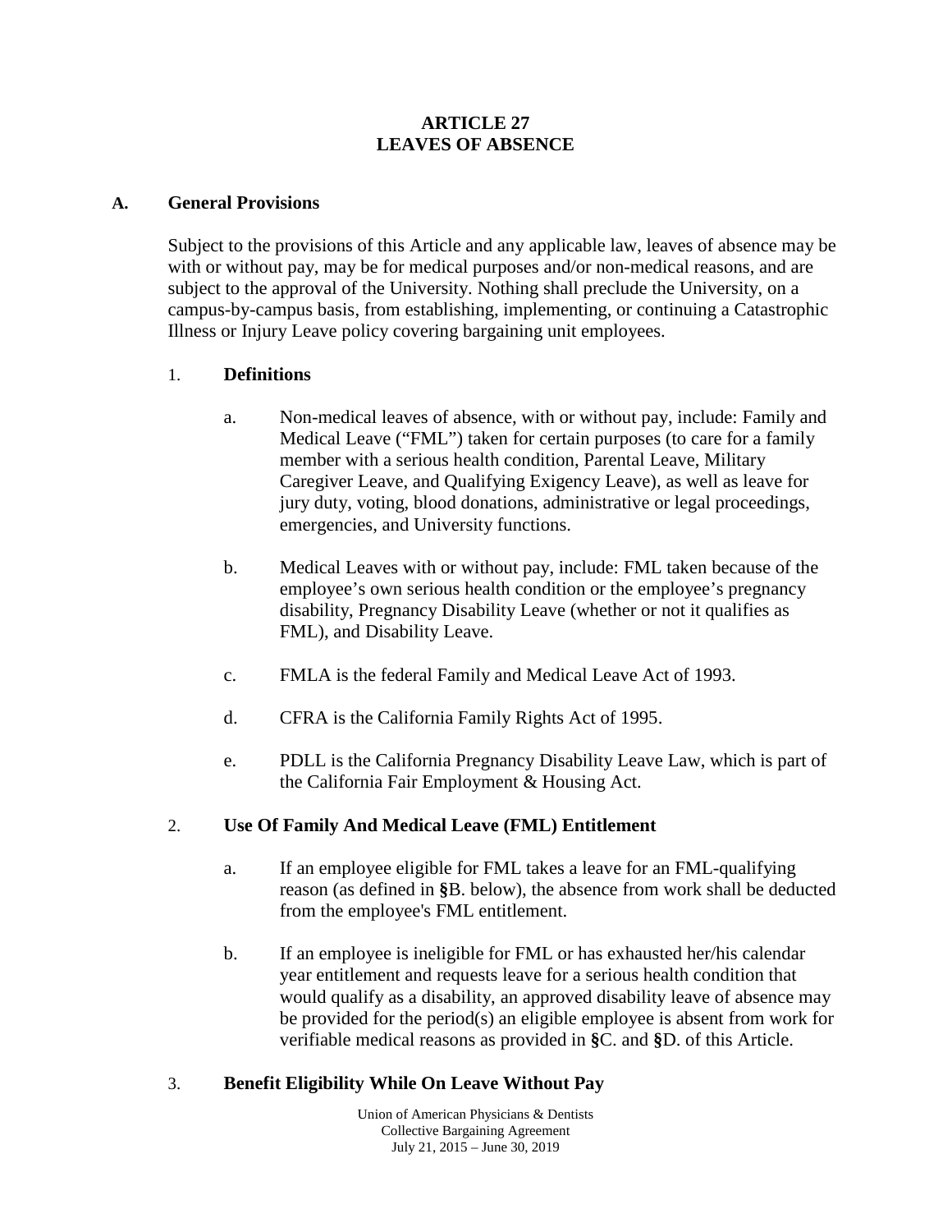# ARTICLE 27
# LEAVES OF ABSENCE

## A. General Provisions

Subject to the provisions of this Article and any applicable law, leaves of absence may be with or without pay, may be for medical purposes and/or non-medical reasons, and are subject to the approval of the University. Nothing shall preclude the University, on a campus-by-campus basis, from establishing, implementing, or continuing a Catastrophic Illness or Injury Leave policy covering bargaining unit employees.

### 1. Definitions

a. Non-medical leaves of absence, with or without pay, include: Family and Medical Leave ("FML") taken for certain purposes (to care for a family member with a serious health condition, Parental Leave, Military Caregiver Leave, and Qualifying Exigency Leave), as well as leave for jury duty, voting, blood donations, administrative or legal proceedings, emergencies, and University functions.

b. Medical Leaves with or without pay, include: FML taken because of the employee's own serious health condition or the employee's pregnancy disability, Pregnancy Disability Leave (whether or not it qualifies as FML), and Disability Leave.

c. FMLA is the federal Family and Medical Leave Act of 1993.

d. CFRA is the California Family Rights Act of 1995.

e. PDLL is the California Pregnancy Disability Leave Law, which is part of the California Fair Employment & Housing Act.

### 2. Use Of Family And Medical Leave (FML) Entitlement

a. If an employee eligible for FML takes a leave for an FML-qualifying reason (as defined in §B. below), the absence from work shall be deducted from the employee's FML entitlement.

b. If an employee is ineligible for FML or has exhausted her/his calendar year entitlement and requests leave for a serious health condition that would qualify as a disability, an approved disability leave of absence may be provided for the period(s) an eligible employee is absent from work for verifiable medical reasons as provided in §C. and §D. of this Article.

### 3. Benefit Eligibility While On Leave Without Pay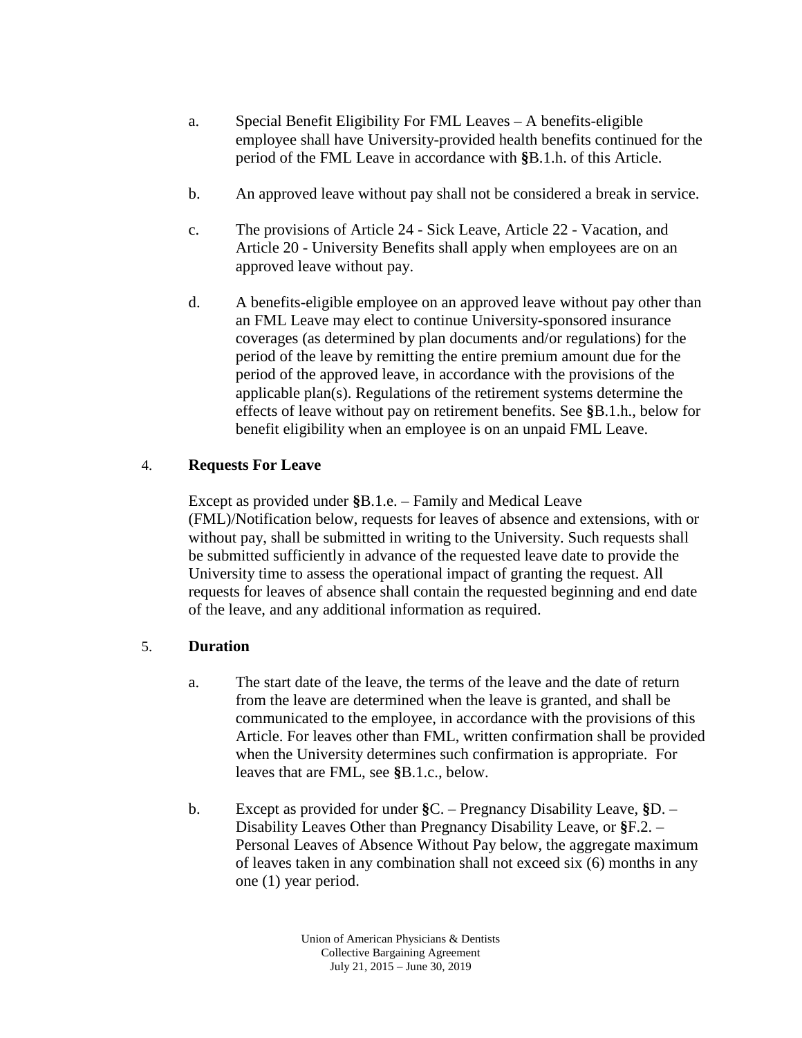a. Special Benefit Eligibility For FML Leaves – A benefits-eligible employee shall have University-provided health benefits continued for the period of the FML Leave in accordance with **§**B.1.h. of this Article.

b. An approved leave without pay shall not be considered a break in service.

c. The provisions of Article 24 - Sick Leave, Article 22 - Vacation, and Article 20 - University Benefits shall apply when employees are on an approved leave without pay.

d. A benefits-eligible employee on an approved leave without pay other than an FML Leave may elect to continue University-sponsored insurance coverages (as determined by plan documents and/or regulations) for the period of the leave by remitting the entire premium amount due for the period of the approved leave, in accordance with the provisions of the applicable plan(s). Regulations of the retirement systems determine the effects of leave without pay on retirement benefits. See **§**B.1.h., below for benefit eligibility when an employee is on an unpaid FML Leave.

4. **Requests For Leave**

Except as provided under **§**B.1.e. – Family and Medical Leave (FML)/Notification below, requests for leaves of absence and extensions, with or without pay, shall be submitted in writing to the University. Such requests shall be submitted sufficiently in advance of the requested leave date to provide the University time to assess the operational impact of granting the request. All requests for leaves of absence shall contain the requested beginning and end date of the leave, and any additional information as required.

5. **Duration**

a. The start date of the leave, the terms of the leave and the date of return from the leave are determined when the leave is granted, and shall be communicated to the employee, in accordance with the provisions of this Article. For leaves other than FML, written confirmation shall be provided when the University determines such confirmation is appropriate. For leaves that are FML, see **§**B.1.c., below.

b. Except as provided for under **§**C. – Pregnancy Disability Leave, **§**D. – Disability Leaves Other than Pregnancy Disability Leave, or **§**F.2. – Personal Leaves of Absence Without Pay below, the aggregate maximum of leaves taken in any combination shall not exceed six (6) months in any one (1) year period.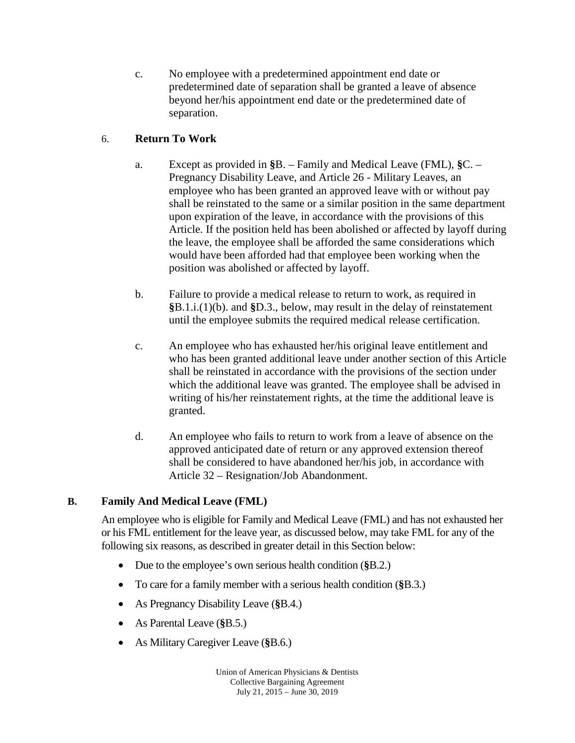c. No employee with a predetermined appointment end date or predetermined date of separation shall be granted a leave of absence beyond her/his appointment end date or the predetermined date of separation.

6. **Return To Work**

a. Except as provided in **§**B. – Family and Medical Leave (FML), **§**C. – Pregnancy Disability Leave, and Article 26 - Military Leaves, an employee who has been granted an approved leave with or without pay shall be reinstated to the same or a similar position in the same department upon expiration of the leave, in accordance with the provisions of this Article. If the position held has been abolished or affected by layoff during the leave, the employee shall be afforded the same considerations which would have been afforded had that employee been working when the position was abolished or affected by layoff.

b. Failure to provide a medical release to return to work, as required in **§**B.1.i.(1)(b). and **§**D.3., below, may result in the delay of reinstatement until the employee submits the required medical release certification.

c. An employee who has exhausted her/his original leave entitlement and who has been granted additional leave under another section of this Article shall be reinstated in accordance with the provisions of the section under which the additional leave was granted. The employee shall be advised in writing of his/her reinstatement rights, at the time the additional leave is granted.

d. An employee who fails to return to work from a leave of absence on the approved anticipated date of return or any approved extension thereof shall be considered to have abandoned her/his job, in accordance with Article 32 – Resignation/Job Abandonment.

## B. Family And Medical Leave (FML)

An employee who is eligible for Family and Medical Leave (FML) and has not exhausted her or his FML entitlement for the leave year, as discussed below, may take FML for any of the following six reasons, as described in greater detail in this Section below:

- Due to the employee's own serious health condition (**§**B.2.)
- To care for a family member with a serious health condition (**§**B.3.)
- As Pregnancy Disability Leave (**§**B.4.)
- As Parental Leave (**§**B.5.)
- As Military Caregiver Leave (**§**B.6.)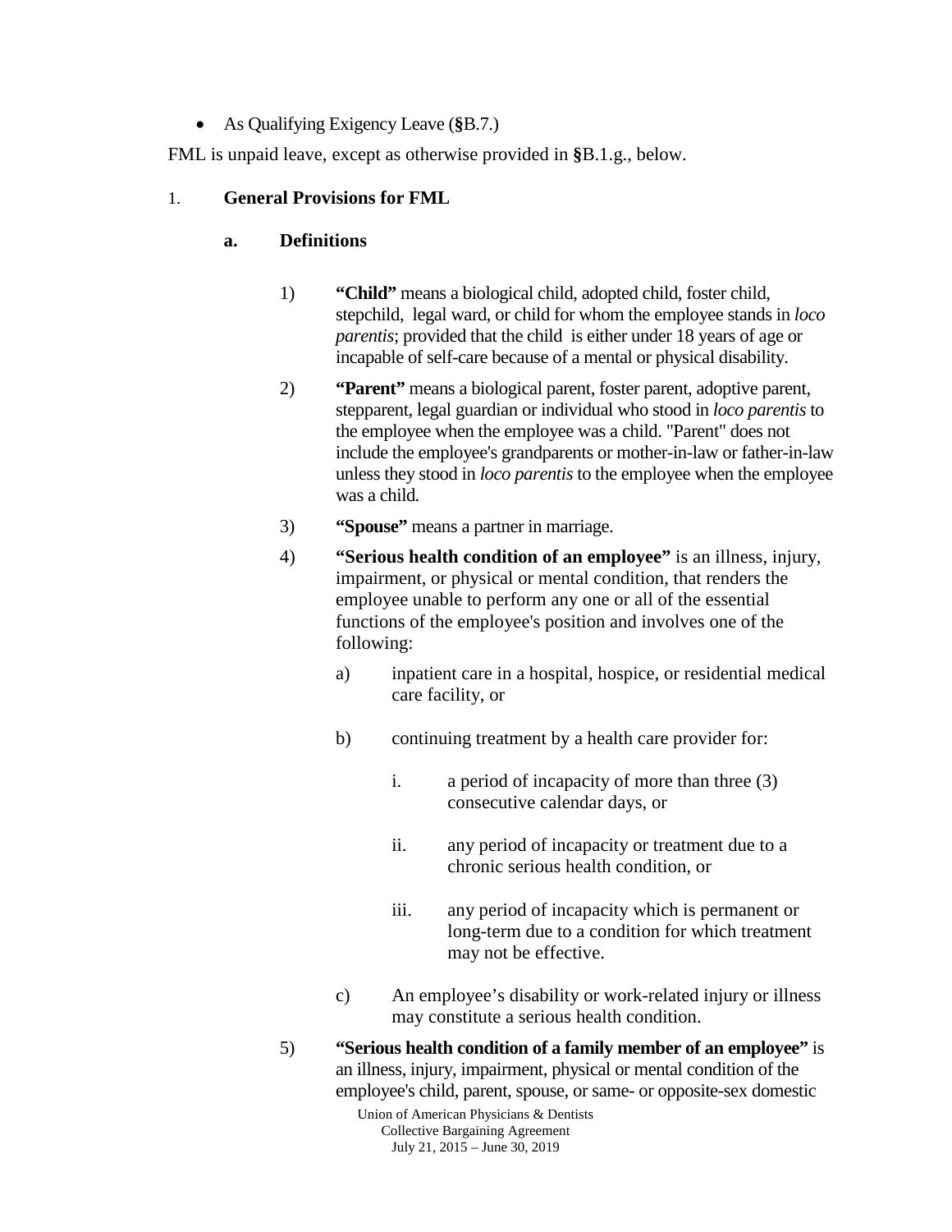- As Qualifying Exigency Leave (§B.7.)

FML is unpaid leave, except as otherwise provided in §B.1.g., below.

1. **General Provisions for FML**

   **a. Definitions**

   1) **"Child"** means a biological child, adopted child, foster child, stepchild, legal ward, or child for whom the employee stands in *loco parentis*; provided that the child is either under 18 years of age or incapable of self-care because of a mental or physical disability.

   2) **"Parent"** means a biological parent, foster parent, adoptive parent, stepparent, legal guardian or individual who stood in *loco parentis* to the employee when the employee was a child. "Parent" does not include the employee's grandparents or mother-in-law or father-in-law unless they stood in *loco parentis* to the employee when the employee was a child.

   3) **"Spouse"** means a partner in marriage.

   4) **"Serious health condition of an employee"** is an illness, injury, impairment, or physical or mental condition, that renders the employee unable to perform any one or all of the essential functions of the employee's position and involves one of the following:

      a) inpatient care in a hospital, hospice, or residential medical care facility, or

      b) continuing treatment by a health care provider for:

         i. a period of incapacity of more than three (3) consecutive calendar days, or

         ii. any period of incapacity or treatment due to a chronic serious health condition, or

         iii. any period of incapacity which is permanent or long-term due to a condition for which treatment may not be effective.

      c) An employee's disability or work-related injury or illness may constitute a serious health condition.

   5) **"Serious health condition of a family member of an employee"** is an illness, injury, impairment, physical or mental condition of the employee's child, parent, spouse, or same- or opposite-sex domestic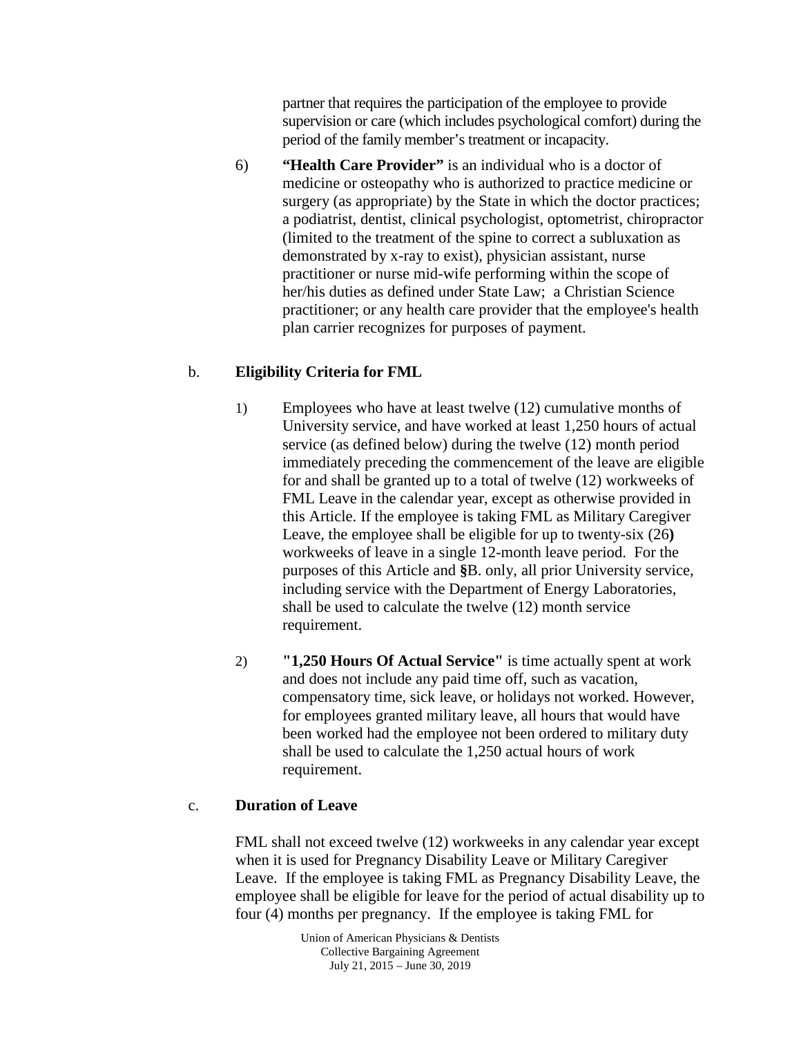partner that requires the participation of the employee to provide supervision or care (which includes psychological comfort) during the period of the family member's treatment or incapacity.

6) **"Health Care Provider"** is an individual who is a doctor of medicine or osteopathy who is authorized to practice medicine or surgery (as appropriate) by the State in which the doctor practices; a podiatrist, dentist, clinical psychologist, optometrist, chiropractor (limited to the treatment of the spine to correct a subluxation as demonstrated by x-ray to exist), physician assistant, nurse practitioner or nurse mid-wife performing within the scope of her/his duties as defined under State Law; a Christian Science practitioner; or any health care provider that the employee's health plan carrier recognizes for purposes of payment.

b. **Eligibility Criteria for FML**

1) Employees who have at least twelve (12) cumulative months of University service, and have worked at least 1,250 hours of actual service (as defined below) during the twelve (12) month period immediately preceding the commencement of the leave are eligible for and shall be granted up to a total of twelve (12) workweeks of FML Leave in the calendar year, except as otherwise provided in this Article. If the employee is taking FML as Military Caregiver Leave, the employee shall be eligible for up to twenty-six (26**)** workweeks of leave in a single 12-month leave period. For the purposes of this Article and **§**B. only, all prior University service, including service with the Department of Energy Laboratories, shall be used to calculate the twelve (12) month service requirement.

2) **"1,250 Hours Of Actual Service"** is time actually spent at work and does not include any paid time off, such as vacation, compensatory time, sick leave, or holidays not worked. However, for employees granted military leave, all hours that would have been worked had the employee not been ordered to military duty shall be used to calculate the 1,250 actual hours of work requirement.

c. **Duration of Leave**

FML shall not exceed twelve (12) workweeks in any calendar year except when it is used for Pregnancy Disability Leave or Military Caregiver Leave. If the employee is taking FML as Pregnancy Disability Leave, the employee shall be eligible for leave for the period of actual disability up to four (4) months per pregnancy. If the employee is taking FML for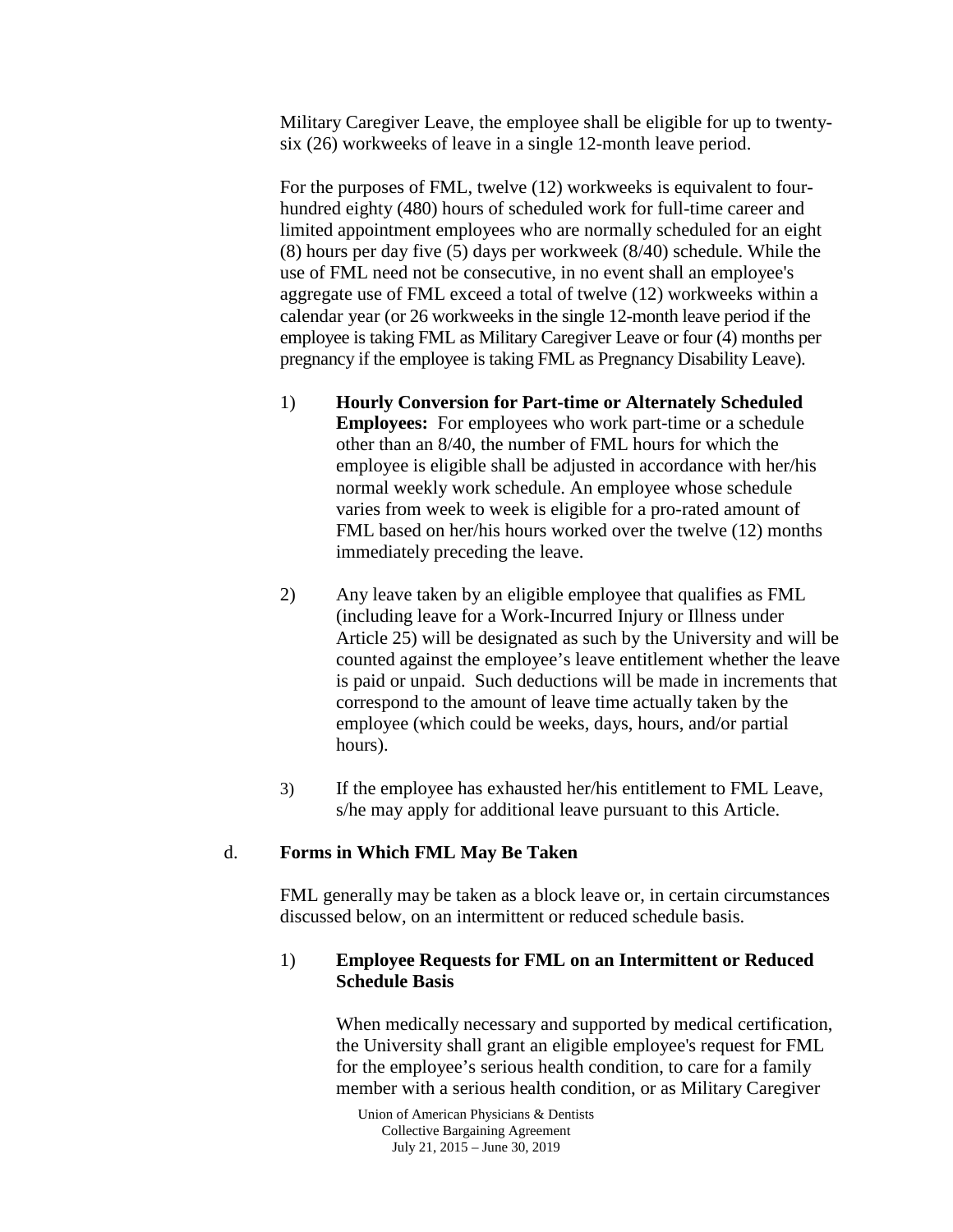Military Caregiver Leave, the employee shall be eligible for up to twenty-six (26) workweeks of leave in a single 12-month leave period.

For the purposes of FML, twelve (12) workweeks is equivalent to four-hundred eighty (480) hours of scheduled work for full-time career and limited appointment employees who are normally scheduled for an eight (8) hours per day five (5) days per workweek (8/40) schedule. While the use of FML need not be consecutive, in no event shall an employee's aggregate use of FML exceed a total of twelve (12) workweeks within a calendar year (or 26 workweeks in the single 12-month leave period if the employee is taking FML as Military Caregiver Leave or four (4) months per pregnancy if the employee is taking FML as Pregnancy Disability Leave).

1) **Hourly Conversion for Part-time or Alternately Scheduled Employees:** For employees who work part-time or a schedule other than an 8/40, the number of FML hours for which the employee is eligible shall be adjusted in accordance with her/his normal weekly work schedule. An employee whose schedule varies from week to week is eligible for a pro-rated amount of FML based on her/his hours worked over the twelve (12) months immediately preceding the leave.

2) Any leave taken by an eligible employee that qualifies as FML (including leave for a Work-Incurred Injury or Illness under Article 25) will be designated as such by the University and will be counted against the employee's leave entitlement whether the leave is paid or unpaid. Such deductions will be made in increments that correspond to the amount of leave time actually taken by the employee (which could be weeks, days, hours, and/or partial hours).

3) If the employee has exhausted her/his entitlement to FML Leave, s/he may apply for additional leave pursuant to this Article.

d. **Forms in Which FML May Be Taken**

FML generally may be taken as a block leave or, in certain circumstances discussed below, on an intermittent or reduced schedule basis.

1) **Employee Requests for FML on an Intermittent or Reduced Schedule Basis**

When medically necessary and supported by medical certification, the University shall grant an eligible employee's request for FML for the employee's serious health condition, to care for a family member with a serious health condition, or as Military Caregiver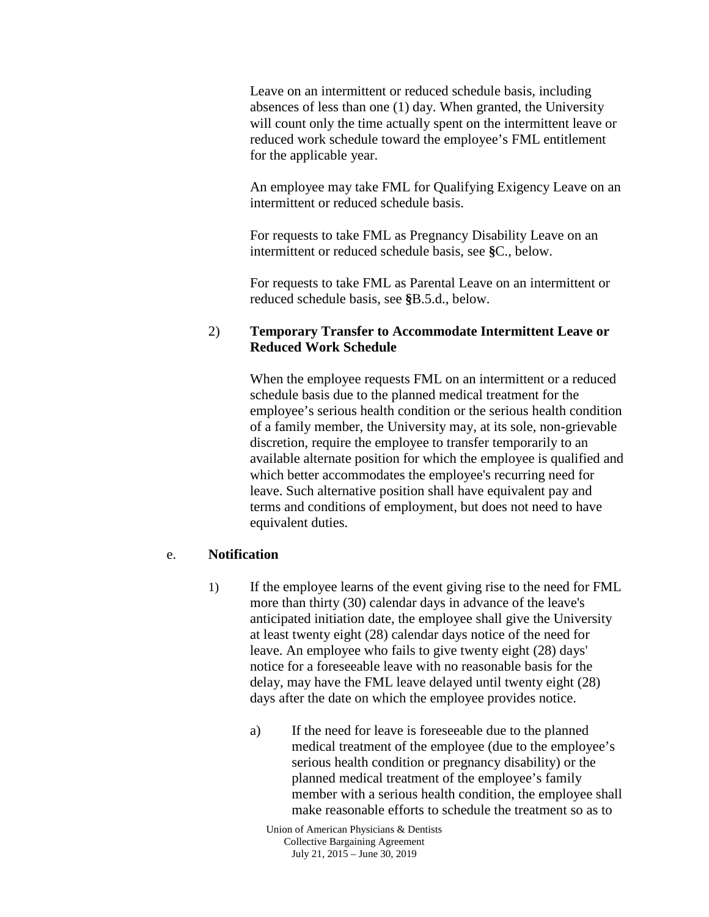Leave on an intermittent or reduced schedule basis, including absences of less than one (1) day. When granted, the University will count only the time actually spent on the intermittent leave or reduced work schedule toward the employee's FML entitlement for the applicable year.

An employee may take FML for Qualifying Exigency Leave on an intermittent or reduced schedule basis.

For requests to take FML as Pregnancy Disability Leave on an intermittent or reduced schedule basis, see §C., below.

For requests to take FML as Parental Leave on an intermittent or reduced schedule basis, see §B.5.d., below.

2) **Temporary Transfer to Accommodate Intermittent Leave or Reduced Work Schedule**

When the employee requests FML on an intermittent or a reduced schedule basis due to the planned medical treatment for the employee's serious health condition or the serious health condition of a family member, the University may, at its sole, non-grievable discretion, require the employee to transfer temporarily to an available alternate position for which the employee is qualified and which better accommodates the employee's recurring need for leave. Such alternative position shall have equivalent pay and terms and conditions of employment, but does not need to have equivalent duties.

e. **Notification**

1) If the employee learns of the event giving rise to the need for FML more than thirty (30) calendar days in advance of the leave's anticipated initiation date, the employee shall give the University at least twenty eight (28) calendar days notice of the need for leave. An employee who fails to give twenty eight (28) days' notice for a foreseeable leave with no reasonable basis for the delay, may have the FML leave delayed until twenty eight (28) days after the date on which the employee provides notice.

a) If the need for leave is foreseeable due to the planned medical treatment of the employee (due to the employee's serious health condition or pregnancy disability) or the planned medical treatment of the employee's family member with a serious health condition, the employee shall make reasonable efforts to schedule the treatment so as to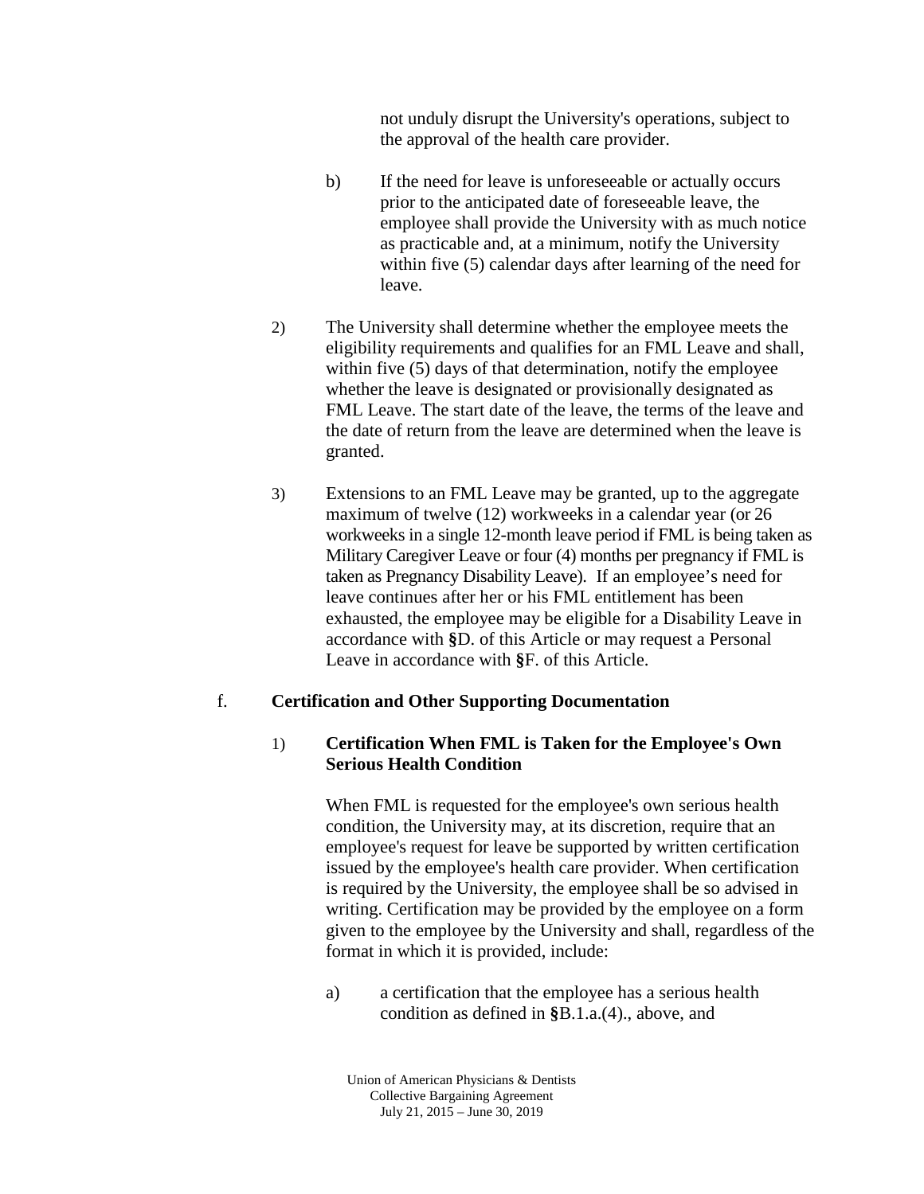not unduly disrupt the University's operations, subject to the approval of the health care provider.

b) If the need for leave is unforeseeable or actually occurs prior to the anticipated date of foreseeable leave, the employee shall provide the University with as much notice as practicable and, at a minimum, notify the University within five (5) calendar days after learning of the need for leave.

2) The University shall determine whether the employee meets the eligibility requirements and qualifies for an FML Leave and shall, within five (5) days of that determination, notify the employee whether the leave is designated or provisionally designated as FML Leave. The start date of the leave, the terms of the leave and the date of return from the leave are determined when the leave is granted.

3) Extensions to an FML Leave may be granted, up to the aggregate maximum of twelve (12) workweeks in a calendar year (or 26 workweeks in a single 12-month leave period if FML is being taken as Military Caregiver Leave or four (4) months per pregnancy if FML is taken as Pregnancy Disability Leave). If an employee's need for leave continues after her or his FML entitlement has been exhausted, the employee may be eligible for a Disability Leave in accordance with §D. of this Article or may request a Personal Leave in accordance with §F. of this Article.

f. **Certification and Other Supporting Documentation**

1) **Certification When FML is Taken for the Employee's Own Serious Health Condition**

When FML is requested for the employee's own serious health condition, the University may, at its discretion, require that an employee's request for leave be supported by written certification issued by the employee's health care provider. When certification is required by the University, the employee shall be so advised in writing. Certification may be provided by the employee on a form given to the employee by the University and shall, regardless of the format in which it is provided, include:

a) a certification that the employee has a serious health condition as defined in §B.1.a.(4)., above, and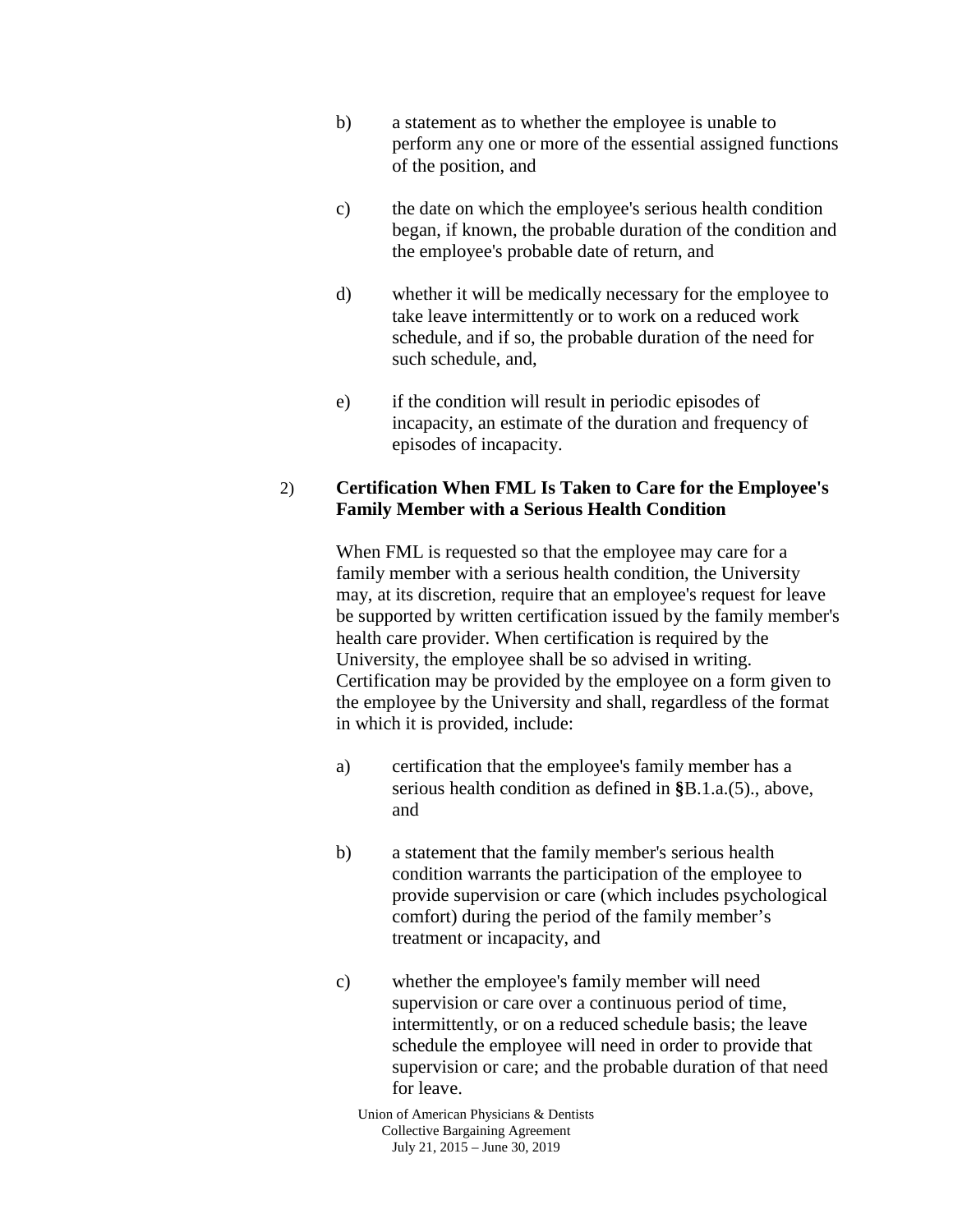b) a statement as to whether the employee is unable to perform any one or more of the essential assigned functions of the position, and

c) the date on which the employee's serious health condition began, if known, the probable duration of the condition and the employee's probable date of return, and

d) whether it will be medically necessary for the employee to take leave intermittently or to work on a reduced work schedule, and if so, the probable duration of the need for such schedule, and,

e) if the condition will result in periodic episodes of incapacity, an estimate of the duration and frequency of episodes of incapacity.

2) **Certification When FML Is Taken to Care for the Employee's Family Member with a Serious Health Condition**

When FML is requested so that the employee may care for a family member with a serious health condition, the University may, at its discretion, require that an employee's request for leave be supported by written certification issued by the family member's health care provider. When certification is required by the University, the employee shall be so advised in writing. Certification may be provided by the employee on a form given to the employee by the University and shall, regardless of the format in which it is provided, include:

a) certification that the employee's family member has a serious health condition as defined in **§**B.1.a.(5)., above, and

b) a statement that the family member's serious health condition warrants the participation of the employee to provide supervision or care (which includes psychological comfort) during the period of the family member's treatment or incapacity, and

c) whether the employee's family member will need supervision or care over a continuous period of time, intermittently, or on a reduced schedule basis; the leave schedule the employee will need in order to provide that supervision or care; and the probable duration of that need for leave.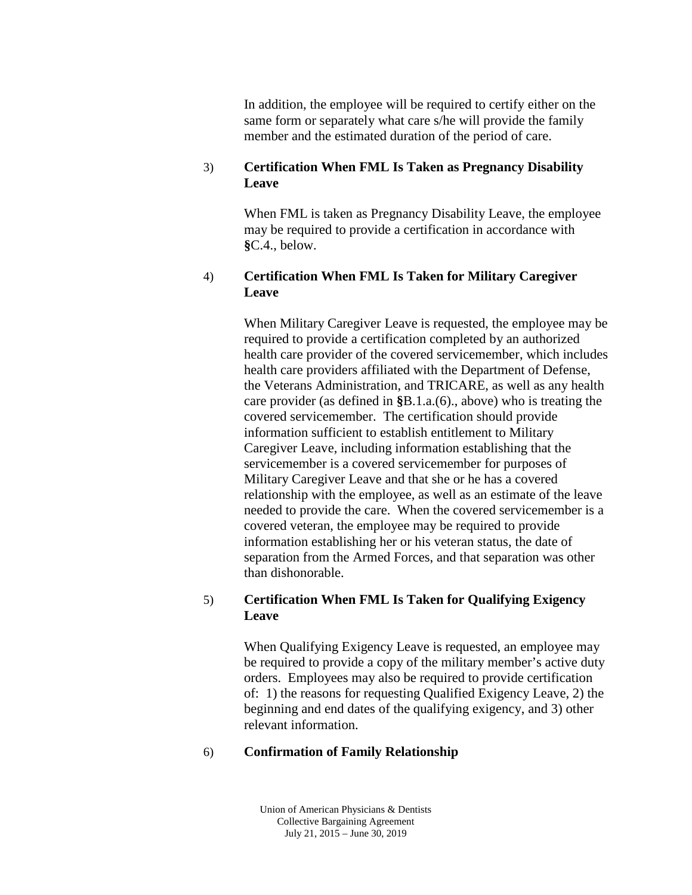In addition, the employee will be required to certify either on the same form or separately what care s/he will provide the family member and the estimated duration of the period of care.

3) **Certification When FML Is Taken as Pregnancy Disability Leave**

When FML is taken as Pregnancy Disability Leave, the employee may be required to provide a certification in accordance with **§**C.4., below.

4) **Certification When FML Is Taken for Military Caregiver Leave**

When Military Caregiver Leave is requested, the employee may be required to provide a certification completed by an authorized health care provider of the covered servicemember, which includes health care providers affiliated with the Department of Defense, the Veterans Administration, and TRICARE, as well as any health care provider (as defined in **§**B.1.a.(6)., above) who is treating the covered servicemember. The certification should provide information sufficient to establish entitlement to Military Caregiver Leave, including information establishing that the servicemember is a covered servicemember for purposes of Military Caregiver Leave and that she or he has a covered relationship with the employee, as well as an estimate of the leave needed to provide the care. When the covered servicemember is a covered veteran, the employee may be required to provide information establishing her or his veteran status, the date of separation from the Armed Forces, and that separation was other than dishonorable.

5) **Certification When FML Is Taken for Qualifying Exigency Leave**

When Qualifying Exigency Leave is requested, an employee may be required to provide a copy of the military member's active duty orders. Employees may also be required to provide certification of: 1) the reasons for requesting Qualified Exigency Leave, 2) the beginning and end dates of the qualifying exigency, and 3) other relevant information.

6) **Confirmation of Family Relationship**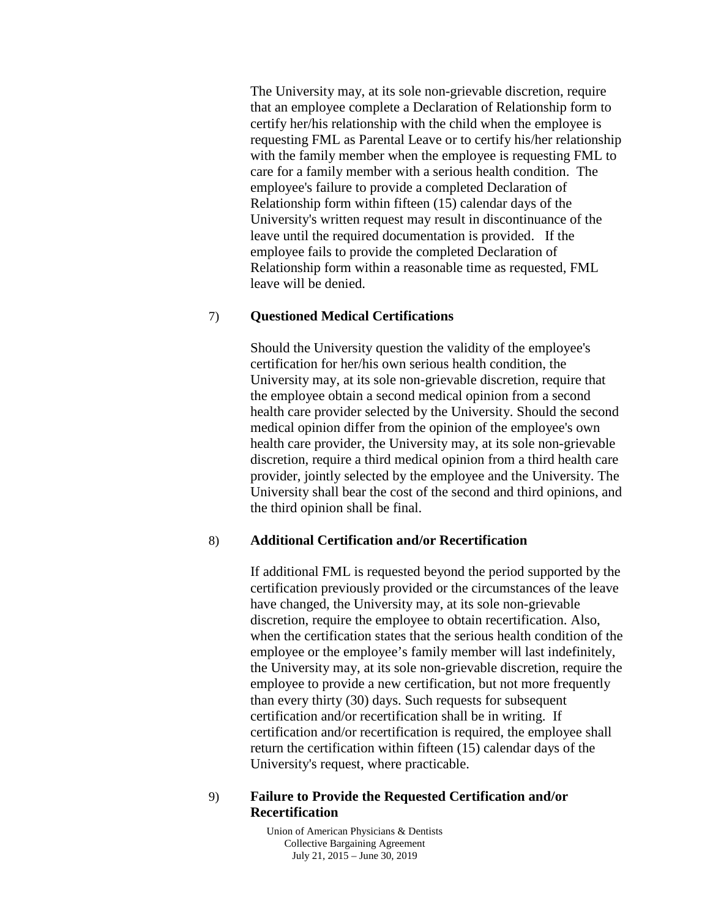The University may, at its sole non-grievable discretion, require that an employee complete a Declaration of Relationship form to certify her/his relationship with the child when the employee is requesting FML as Parental Leave or to certify his/her relationship with the family member when the employee is requesting FML to care for a family member with a serious health condition. The employee's failure to provide a completed Declaration of Relationship form within fifteen (15) calendar days of the University's written request may result in discontinuance of the leave until the required documentation is provided. If the employee fails to provide the completed Declaration of Relationship form within a reasonable time as requested, FML leave will be denied.

7) **Questioned Medical Certifications**

Should the University question the validity of the employee's certification for her/his own serious health condition, the University may, at its sole non-grievable discretion, require that the employee obtain a second medical opinion from a second health care provider selected by the University. Should the second medical opinion differ from the opinion of the employee's own health care provider, the University may, at its sole non-grievable discretion, require a third medical opinion from a third health care provider, jointly selected by the employee and the University. The University shall bear the cost of the second and third opinions, and the third opinion shall be final.

8) **Additional Certification and/or Recertification**

If additional FML is requested beyond the period supported by the certification previously provided or the circumstances of the leave have changed, the University may, at its sole non-grievable discretion, require the employee to obtain recertification. Also, when the certification states that the serious health condition of the employee or the employee's family member will last indefinitely, the University may, at its sole non-grievable discretion, require the employee to provide a new certification, but not more frequently than every thirty (30) days. Such requests for subsequent certification and/or recertification shall be in writing. If certification and/or recertification is required, the employee shall return the certification within fifteen (15) calendar days of the University's request, where practicable.

9) **Failure to Provide the Requested Certification and/or Recertification**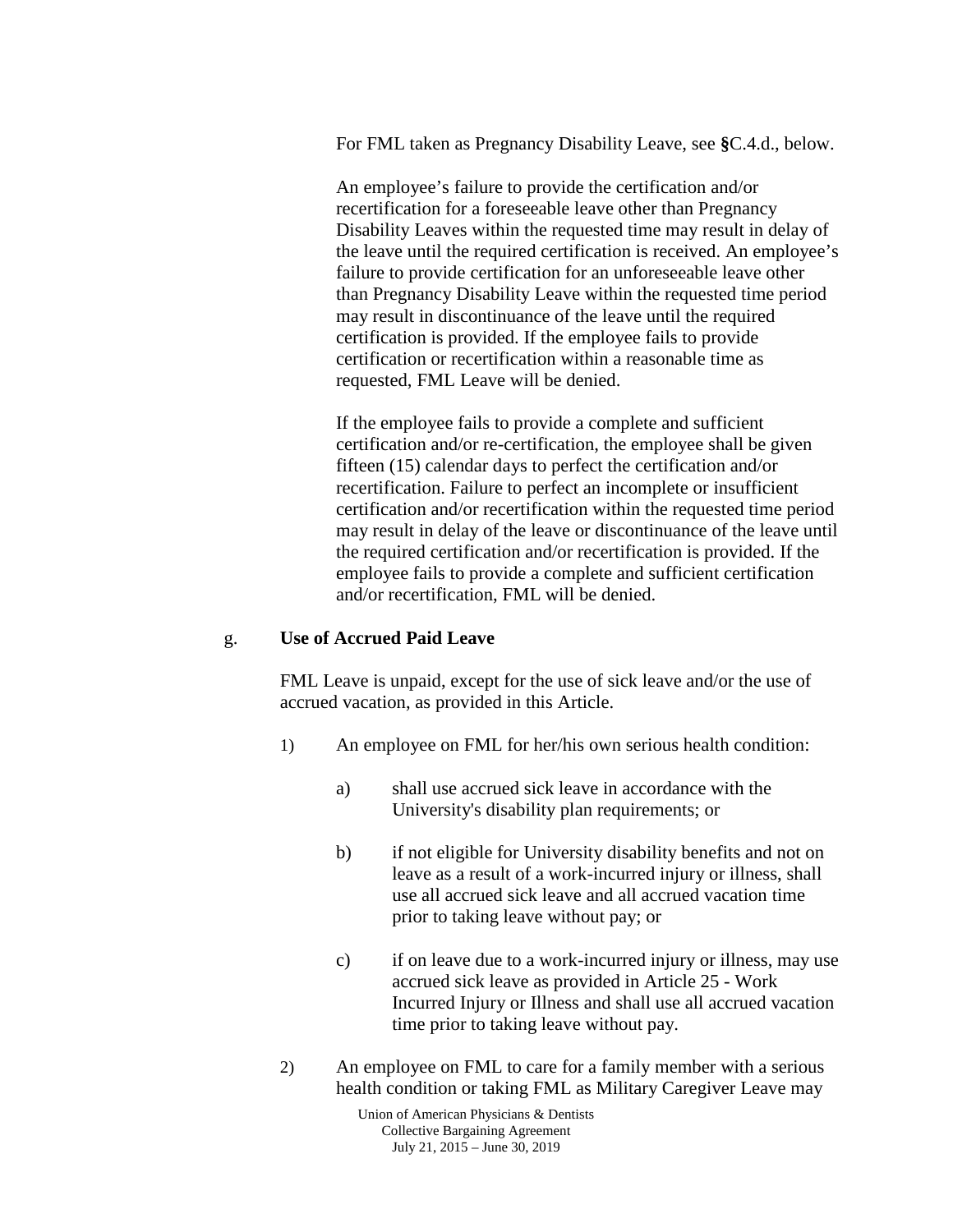For FML taken as Pregnancy Disability Leave, see **§**C.4.d., below.

An employee's failure to provide the certification and/or recertification for a foreseeable leave other than Pregnancy Disability Leaves within the requested time may result in delay of the leave until the required certification is received. An employee's failure to provide certification for an unforeseeable leave other than Pregnancy Disability Leave within the requested time period may result in discontinuance of the leave until the required certification is provided. If the employee fails to provide certification or recertification within a reasonable time as requested, FML Leave will be denied.

If the employee fails to provide a complete and sufficient certification and/or re-certification, the employee shall be given fifteen (15) calendar days to perfect the certification and/or recertification. Failure to perfect an incomplete or insufficient certification and/or recertification within the requested time period may result in delay of the leave or discontinuance of the leave until the required certification and/or recertification is provided. If the employee fails to provide a complete and sufficient certification and/or recertification, FML will be denied.

g. **Use of Accrued Paid Leave**

FML Leave is unpaid, except for the use of sick leave and/or the use of accrued vacation, as provided in this Article.

1) An employee on FML for her/his own serious health condition:

   a) shall use accrued sick leave in accordance with the University's disability plan requirements; or

   b) if not eligible for University disability benefits and not on leave as a result of a work-incurred injury or illness, shall use all accrued sick leave and all accrued vacation time prior to taking leave without pay; or

   c) if on leave due to a work-incurred injury or illness, may use accrued sick leave as provided in Article 25 - Work Incurred Injury or Illness and shall use all accrued vacation time prior to taking leave without pay.

2) An employee on FML to care for a family member with a serious health condition or taking FML as Military Caregiver Leave may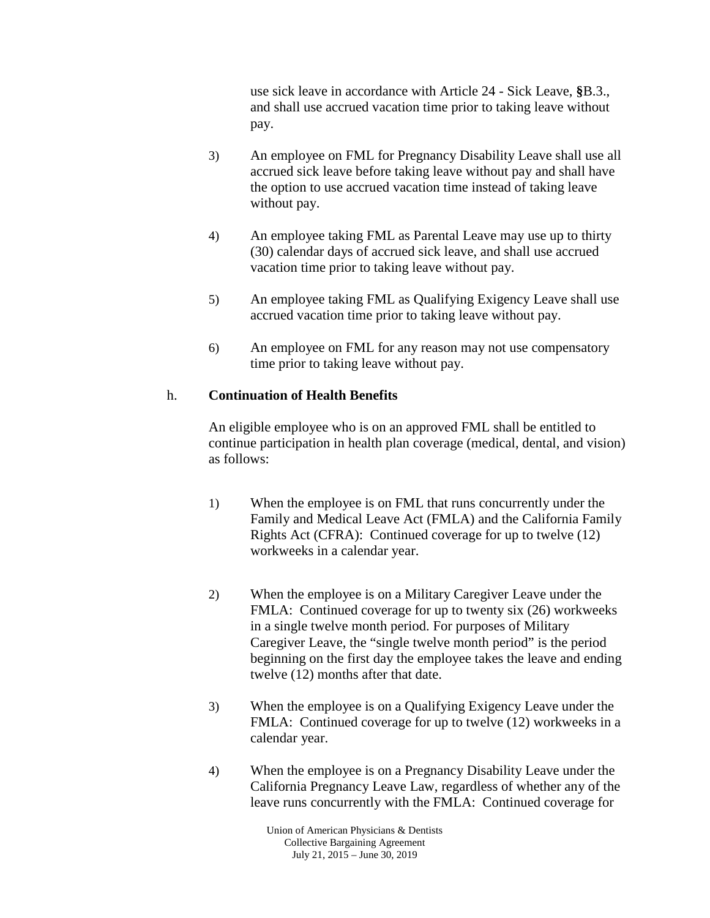use sick leave in accordance with Article 24 - Sick Leave, §B.3., and shall use accrued vacation time prior to taking leave without pay.

3) An employee on FML for Pregnancy Disability Leave shall use all accrued sick leave before taking leave without pay and shall have the option to use accrued vacation time instead of taking leave without pay.

4) An employee taking FML as Parental Leave may use up to thirty (30) calendar days of accrued sick leave, and shall use accrued vacation time prior to taking leave without pay.

5) An employee taking FML as Qualifying Exigency Leave shall use accrued vacation time prior to taking leave without pay.

6) An employee on FML for any reason may not use compensatory time prior to taking leave without pay.

h. **Continuation of Health Benefits**

An eligible employee who is on an approved FML shall be entitled to continue participation in health plan coverage (medical, dental, and vision) as follows:

1) When the employee is on FML that runs concurrently under the Family and Medical Leave Act (FMLA) and the California Family Rights Act (CFRA): Continued coverage for up to twelve (12) workweeks in a calendar year.

2) When the employee is on a Military Caregiver Leave under the FMLA: Continued coverage for up to twenty six (26) workweeks in a single twelve month period. For purposes of Military Caregiver Leave, the "single twelve month period" is the period beginning on the first day the employee takes the leave and ending twelve (12) months after that date.

3) When the employee is on a Qualifying Exigency Leave under the FMLA: Continued coverage for up to twelve (12) workweeks in a calendar year.

4) When the employee is on a Pregnancy Disability Leave under the California Pregnancy Leave Law, regardless of whether any of the leave runs concurrently with the FMLA: Continued coverage for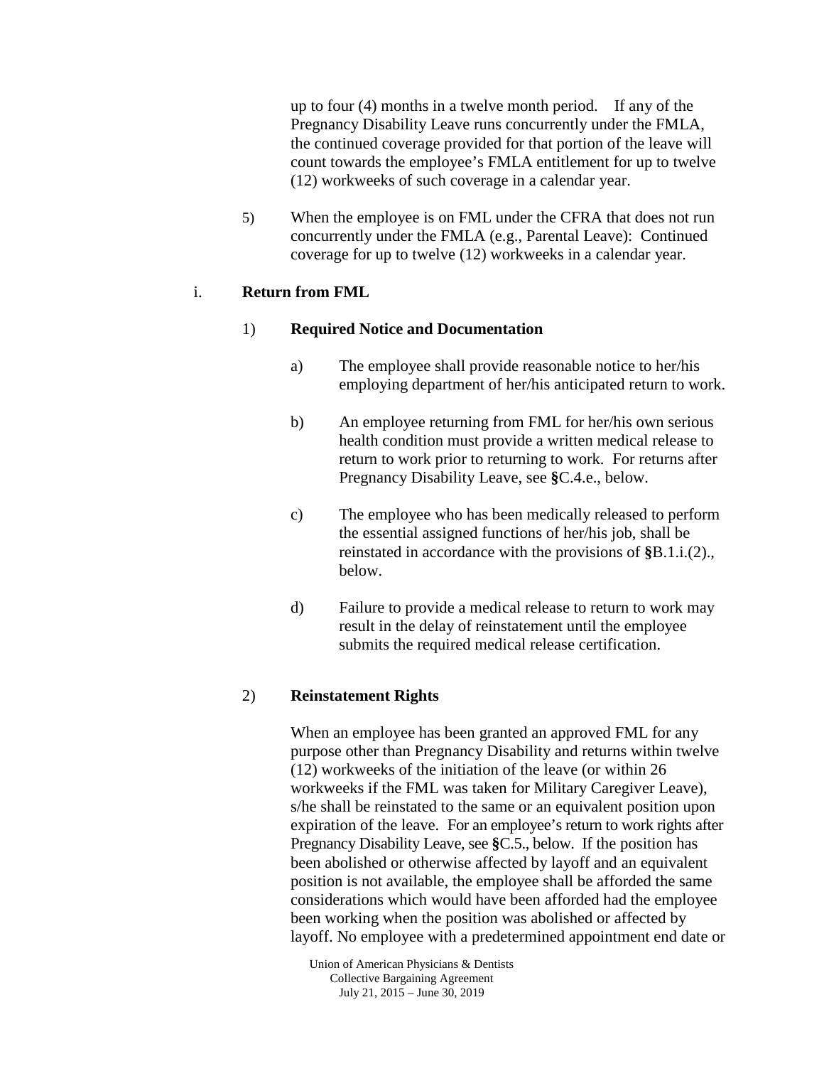up to four (4) months in a twelve month period. If any of the Pregnancy Disability Leave runs concurrently under the FMLA, the continued coverage provided for that portion of the leave will count towards the employee's FMLA entitlement for up to twelve (12) workweeks of such coverage in a calendar year.

5) When the employee is on FML under the CFRA that does not run concurrently under the FMLA (e.g., Parental Leave): Continued coverage for up to twelve (12) workweeks in a calendar year.

i. **Return from FML**

1) **Required Notice and Documentation**

a) The employee shall provide reasonable notice to her/his employing department of her/his anticipated return to work.

b) An employee returning from FML for her/his own serious health condition must provide a written medical release to return to work prior to returning to work. For returns after Pregnancy Disability Leave, see **§**C.4.e., below.

c) The employee who has been medically released to perform the essential assigned functions of her/his job, shall be reinstated in accordance with the provisions of **§**B.1.i.(2)., below.

d) Failure to provide a medical release to return to work may result in the delay of reinstatement until the employee submits the required medical release certification.

2) **Reinstatement Rights**

When an employee has been granted an approved FML for any purpose other than Pregnancy Disability and returns within twelve (12) workweeks of the initiation of the leave (or within 26 workweeks if the FML was taken for Military Caregiver Leave), s/he shall be reinstated to the same or an equivalent position upon expiration of the leave. For an employee's return to work rights after Pregnancy Disability Leave, see **§**C.5., below. If the position has been abolished or otherwise affected by layoff and an equivalent position is not available, the employee shall be afforded the same considerations which would have been afforded had the employee been working when the position was abolished or affected by layoff. No employee with a predetermined appointment end date or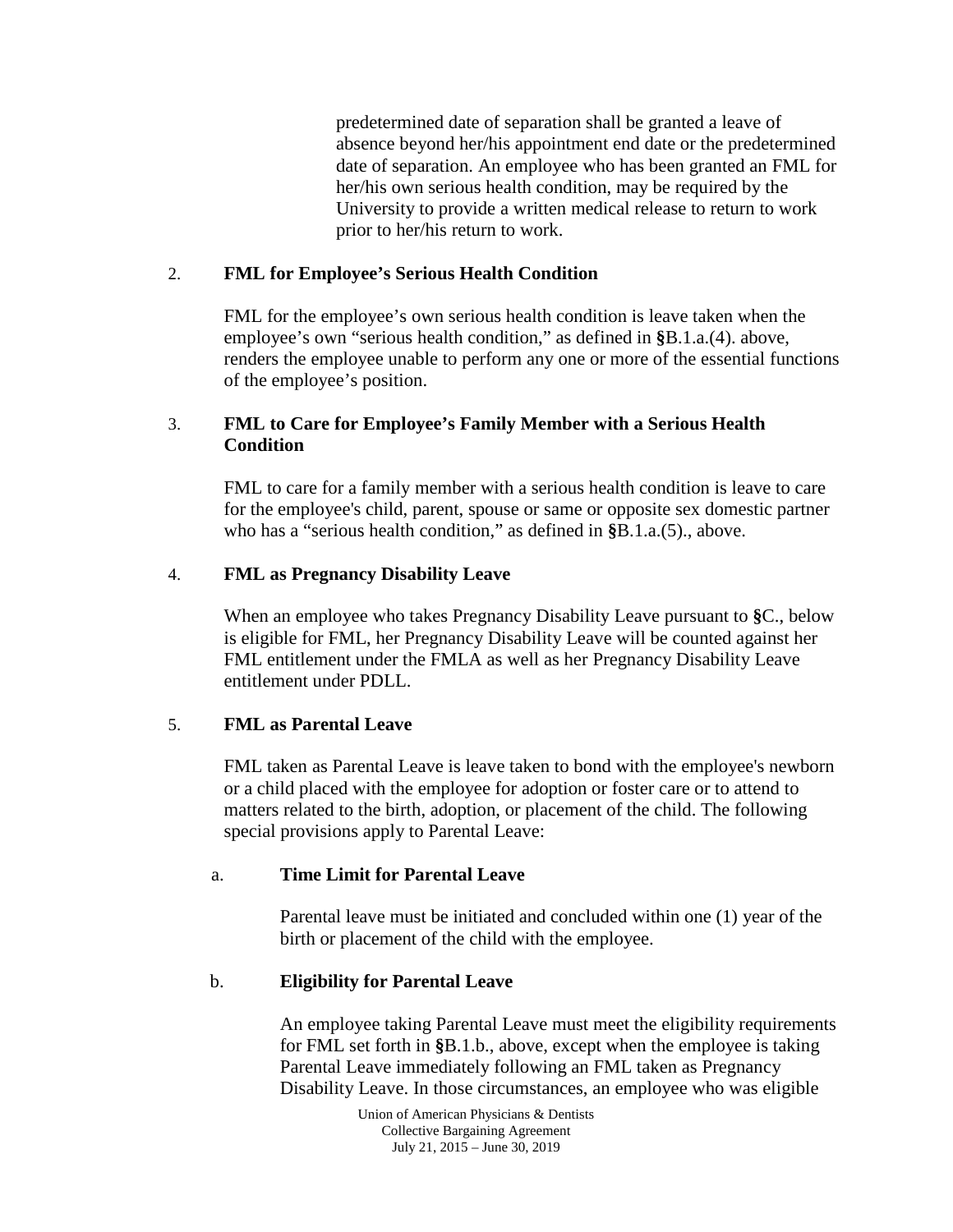predetermined date of separation shall be granted a leave of absence beyond her/his appointment end date or the predetermined date of separation. An employee who has been granted an FML for her/his own serious health condition, may be required by the University to provide a written medical release to return to work prior to her/his return to work.

2. **FML for Employee's Serious Health Condition**

   FML for the employee's own serious health condition is leave taken when the employee's own "serious health condition," as defined in §B.1.a.(4). above, renders the employee unable to perform any one or more of the essential functions of the employee's position.

3. **FML to Care for Employee's Family Member with a Serious Health Condition**

   FML to care for a family member with a serious health condition is leave to care for the employee's child, parent, spouse or same or opposite sex domestic partner who has a "serious health condition," as defined in §B.1.a.(5)., above.

4. **FML as Pregnancy Disability Leave**

   When an employee who takes Pregnancy Disability Leave pursuant to §C., below is eligible for FML, her Pregnancy Disability Leave will be counted against her FML entitlement under the FMLA as well as her Pregnancy Disability Leave entitlement under PDLL.

5. **FML as Parental Leave**

   FML taken as Parental Leave is leave taken to bond with the employee's newborn or a child placed with the employee for adoption or foster care or to attend to matters related to the birth, adoption, or placement of the child. The following special provisions apply to Parental Leave:

   a. **Time Limit for Parental Leave**

      Parental leave must be initiated and concluded within one (1) year of the birth or placement of the child with the employee.

   b. **Eligibility for Parental Leave**

      An employee taking Parental Leave must meet the eligibility requirements for FML set forth in §B.1.b., above, except when the employee is taking Parental Leave immediately following an FML taken as Pregnancy Disability Leave. In those circumstances, an employee who was eligible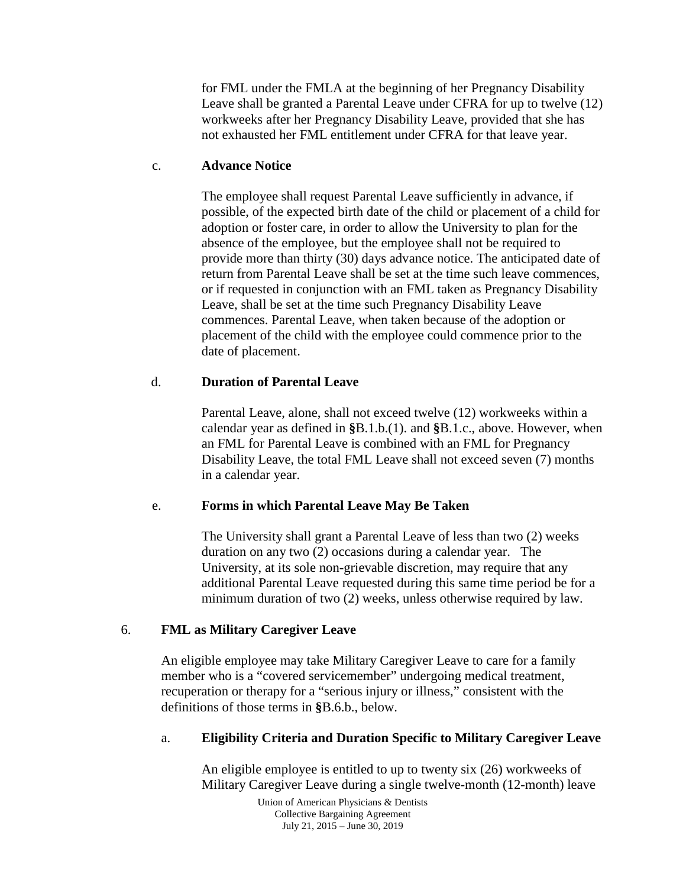for FML under the FMLA at the beginning of her Pregnancy Disability Leave shall be granted a Parental Leave under CFRA for up to twelve (12) workweeks after her Pregnancy Disability Leave, provided that she has not exhausted her FML entitlement under CFRA for that leave year.

c. **Advance Notice**

The employee shall request Parental Leave sufficiently in advance, if possible, of the expected birth date of the child or placement of a child for adoption or foster care, in order to allow the University to plan for the absence of the employee, but the employee shall not be required to provide more than thirty (30) days advance notice. The anticipated date of return from Parental Leave shall be set at the time such leave commences, or if requested in conjunction with an FML taken as Pregnancy Disability Leave, shall be set at the time such Pregnancy Disability Leave commences. Parental Leave, when taken because of the adoption or placement of the child with the employee could commence prior to the date of placement.

d. **Duration of Parental Leave**

Parental Leave, alone, shall not exceed twelve (12) workweeks within a calendar year as defined in §B.1.b.(1). and §B.1.c., above. However, when an FML for Parental Leave is combined with an FML for Pregnancy Disability Leave, the total FML Leave shall not exceed seven (7) months in a calendar year.

e. **Forms in which Parental Leave May Be Taken**

The University shall grant a Parental Leave of less than two (2) weeks duration on any two (2) occasions during a calendar year. The University, at its sole non-grievable discretion, may require that any additional Parental Leave requested during this same time period be for a minimum duration of two (2) weeks, unless otherwise required by law.

6. **FML as Military Caregiver Leave**

An eligible employee may take Military Caregiver Leave to care for a family member who is a "covered servicemember" undergoing medical treatment, recuperation or therapy for a "serious injury or illness," consistent with the definitions of those terms in §B.6.b., below.

a. **Eligibility Criteria and Duration Specific to Military Caregiver Leave**

An eligible employee is entitled to up to twenty six (26) workweeks of Military Caregiver Leave during a single twelve-month (12-month) leave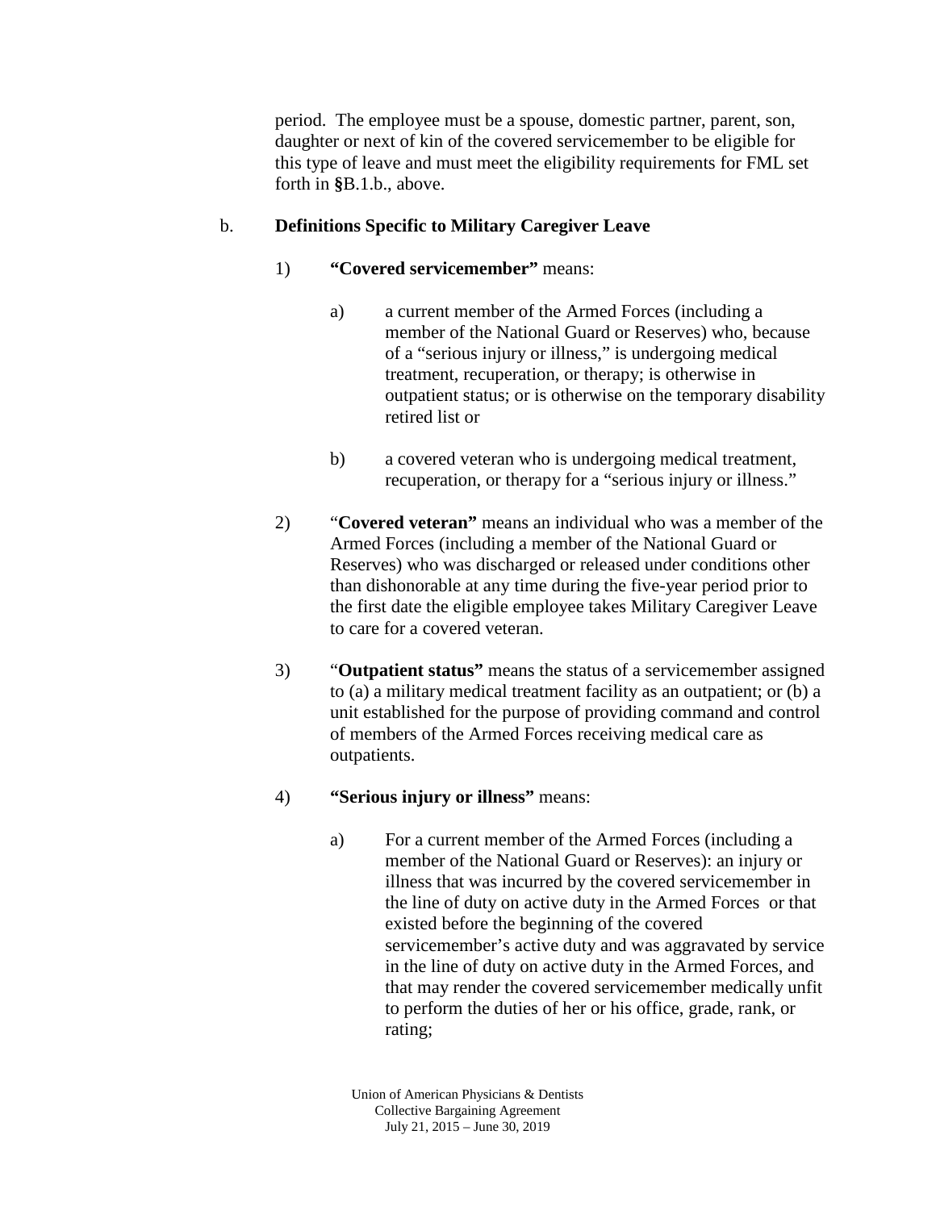period. The employee must be a spouse, domestic partner, parent, son, daughter or next of kin of the covered servicemember to be eligible for this type of leave and must meet the eligibility requirements for FML set forth in **§**B.1.b., above.

b. **Definitions Specific to Military Caregiver Leave**

1) **"Covered servicemember"** means:

a) a current member of the Armed Forces (including a member of the National Guard or Reserves) who, because of a "serious injury or illness," is undergoing medical treatment, recuperation, or therapy; is otherwise in outpatient status; or is otherwise on the temporary disability retired list or

b) a covered veteran who is undergoing medical treatment, recuperation, or therapy for a "serious injury or illness."

2) "**Covered veteran"** means an individual who was a member of the Armed Forces (including a member of the National Guard or Reserves) who was discharged or released under conditions other than dishonorable at any time during the five-year period prior to the first date the eligible employee takes Military Caregiver Leave to care for a covered veteran.

3) "**Outpatient status"** means the status of a servicemember assigned to (a) a military medical treatment facility as an outpatient; or (b) a unit established for the purpose of providing command and control of members of the Armed Forces receiving medical care as outpatients.

4) **"Serious injury or illness"** means:

a) For a current member of the Armed Forces (including a member of the National Guard or Reserves): an injury or illness that was incurred by the covered servicemember in the line of duty on active duty in the Armed Forces or that existed before the beginning of the covered servicemember's active duty and was aggravated by service in the line of duty on active duty in the Armed Forces, and that may render the covered servicemember medically unfit to perform the duties of her or his office, grade, rank, or rating;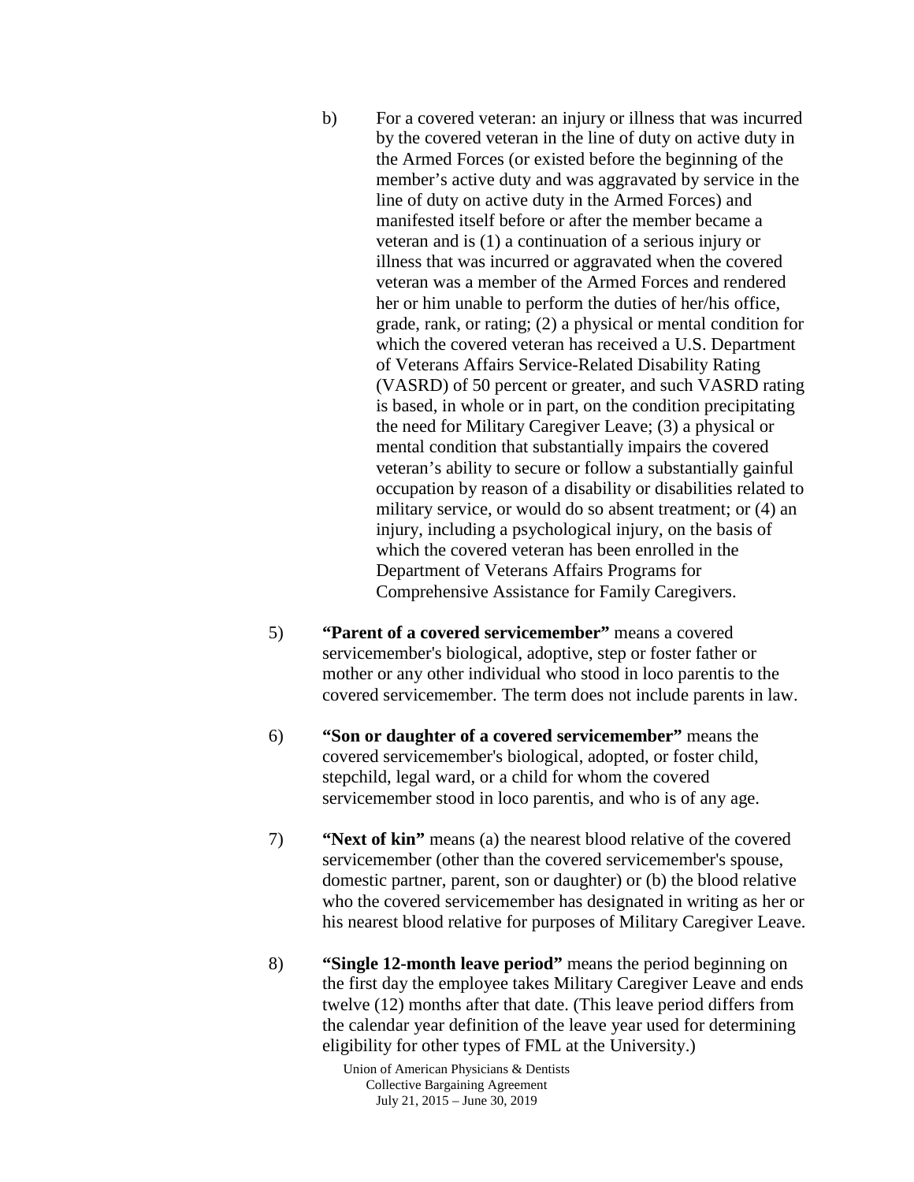b) For a covered veteran: an injury or illness that was incurred by the covered veteran in the line of duty on active duty in the Armed Forces (or existed before the beginning of the member's active duty and was aggravated by service in the line of duty on active duty in the Armed Forces) and manifested itself before or after the member became a veteran and is (1) a continuation of a serious injury or illness that was incurred or aggravated when the covered veteran was a member of the Armed Forces and rendered her or him unable to perform the duties of her/his office, grade, rank, or rating; (2) a physical or mental condition for which the covered veteran has received a U.S. Department of Veterans Affairs Service-Related Disability Rating (VASRD) of 50 percent or greater, and such VASRD rating is based, in whole or in part, on the condition precipitating the need for Military Caregiver Leave; (3) a physical or mental condition that substantially impairs the covered veteran's ability to secure or follow a substantially gainful occupation by reason of a disability or disabilities related to military service, or would do so absent treatment; or (4) an injury, including a psychological injury, on the basis of which the covered veteran has been enrolled in the Department of Veterans Affairs Programs for Comprehensive Assistance for Family Caregivers.

5) **"Parent of a covered servicemember"** means a covered servicemember's biological, adoptive, step or foster father or mother or any other individual who stood in loco parentis to the covered servicemember. The term does not include parents in law.

6) **"Son or daughter of a covered servicemember"** means the covered servicemember's biological, adopted, or foster child, stepchild, legal ward, or a child for whom the covered servicemember stood in loco parentis, and who is of any age.

7) **"Next of kin"** means (a) the nearest blood relative of the covered servicemember (other than the covered servicemember's spouse, domestic partner, parent, son or daughter) or (b) the blood relative who the covered servicemember has designated in writing as her or his nearest blood relative for purposes of Military Caregiver Leave.

8) **"Single 12-month leave period"** means the period beginning on the first day the employee takes Military Caregiver Leave and ends twelve (12) months after that date. (This leave period differs from the calendar year definition of the leave year used for determining eligibility for other types of FML at the University.)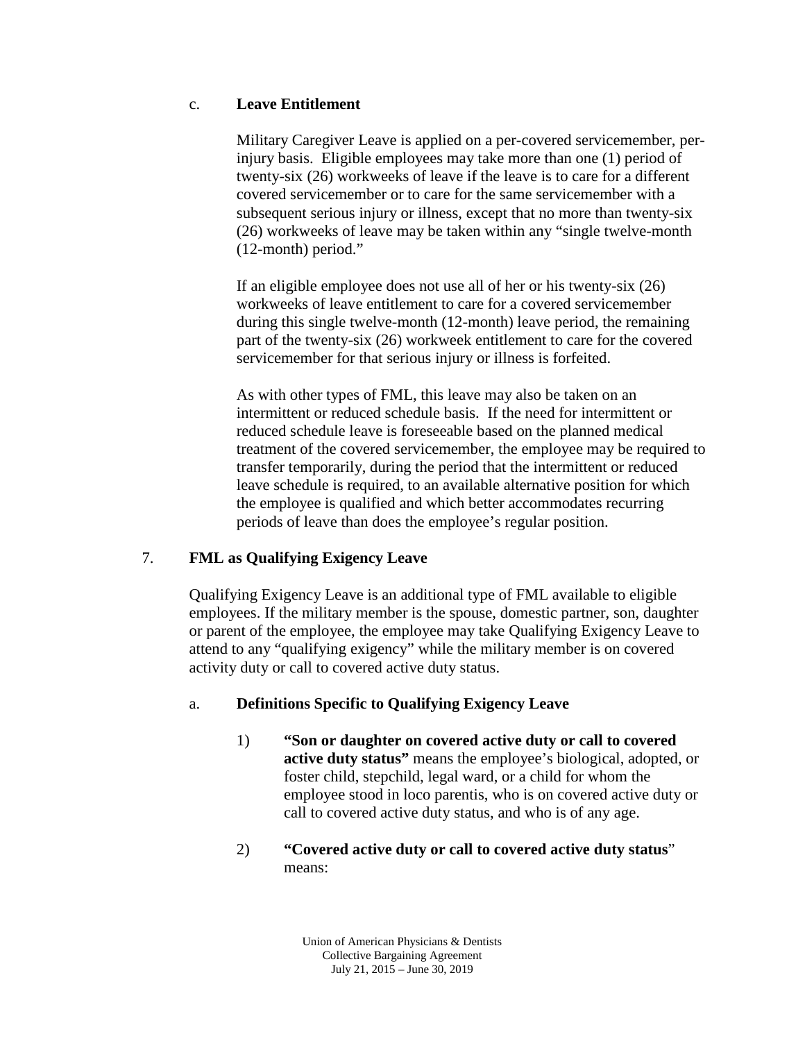c. **Leave Entitlement**

Military Caregiver Leave is applied on a per-covered servicemember, per-injury basis. Eligible employees may take more than one (1) period of twenty-six (26) workweeks of leave if the leave is to care for a different covered servicemember or to care for the same servicemember with a subsequent serious injury or illness, except that no more than twenty-six (26) workweeks of leave may be taken within any "single twelve-month (12-month) period."

If an eligible employee does not use all of her or his twenty-six (26) workweeks of leave entitlement to care for a covered servicemember during this single twelve-month (12-month) leave period, the remaining part of the twenty-six (26) workweek entitlement to care for the covered servicemember for that serious injury or illness is forfeited.

As with other types of FML, this leave may also be taken on an intermittent or reduced schedule basis. If the need for intermittent or reduced schedule leave is foreseeable based on the planned medical treatment of the covered servicemember, the employee may be required to transfer temporarily, during the period that the intermittent or reduced leave schedule is required, to an available alternative position for which the employee is qualified and which better accommodates recurring periods of leave than does the employee's regular position.

## 7. FML as Qualifying Exigency Leave

Qualifying Exigency Leave is an additional type of FML available to eligible employees. If the military member is the spouse, domestic partner, son, daughter or parent of the employee, the employee may take Qualifying Exigency Leave to attend to any "qualifying exigency" while the military member is on covered activity duty or call to covered active duty status.

a. **Definitions Specific to Qualifying Exigency Leave**

1) **"Son or daughter on covered active duty or call to covered active duty status"** means the employee's biological, adopted, or foster child, stepchild, legal ward, or a child for whom the employee stood in loco parentis, who is on covered active duty or call to covered active duty status, and who is of any age.

2) **"Covered active duty or call to covered active duty status"** means: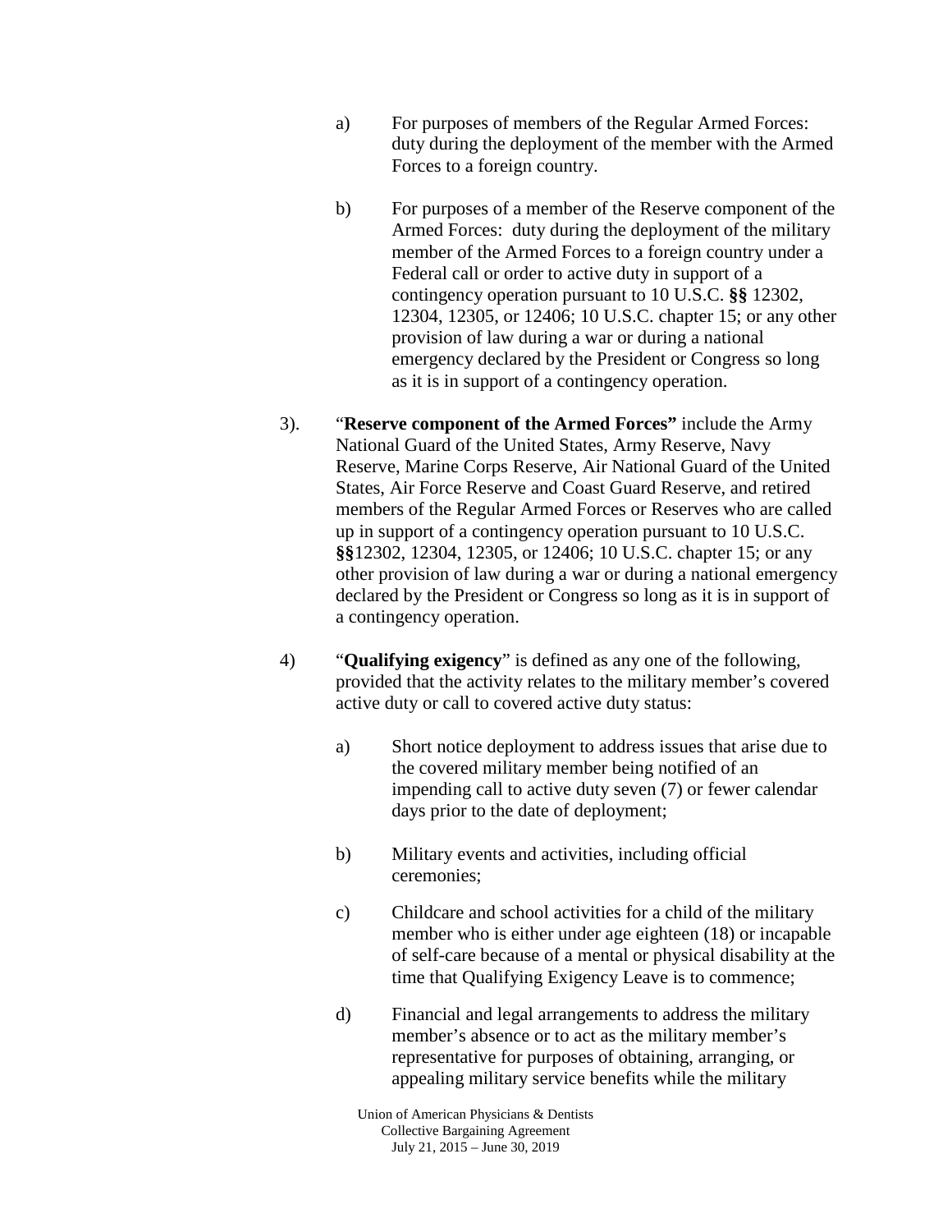a) For purposes of members of the Regular Armed Forces: duty during the deployment of the member with the Armed Forces to a foreign country.

b) For purposes of a member of the Reserve component of the Armed Forces: duty during the deployment of the military member of the Armed Forces to a foreign country under a Federal call or order to active duty in support of a contingency operation pursuant to 10 U.S.C. **§§** 12302, 12304, 12305, or 12406; 10 U.S.C. chapter 15; or any other provision of law during a war or during a national emergency declared by the President or Congress so long as it is in support of a contingency operation.

3). "**Reserve component of the Armed Forces"** include the Army National Guard of the United States, Army Reserve, Navy Reserve, Marine Corps Reserve, Air National Guard of the United States, Air Force Reserve and Coast Guard Reserve, and retired members of the Regular Armed Forces or Reserves who are called up in support of a contingency operation pursuant to 10 U.S.C. **§§**12302, 12304, 12305, or 12406; 10 U.S.C. chapter 15; or any other provision of law during a war or during a national emergency declared by the President or Congress so long as it is in support of a contingency operation.

4) "**Qualifying exigency**" is defined as any one of the following, provided that the activity relates to the military member's covered active duty or call to covered active duty status:

a) Short notice deployment to address issues that arise due to the covered military member being notified of an impending call to active duty seven (7) or fewer calendar days prior to the date of deployment;

b) Military events and activities, including official ceremonies;

c) Childcare and school activities for a child of the military member who is either under age eighteen (18) or incapable of self-care because of a mental or physical disability at the time that Qualifying Exigency Leave is to commence;

d) Financial and legal arrangements to address the military member's absence or to act as the military member's representative for purposes of obtaining, arranging, or appealing military service benefits while the military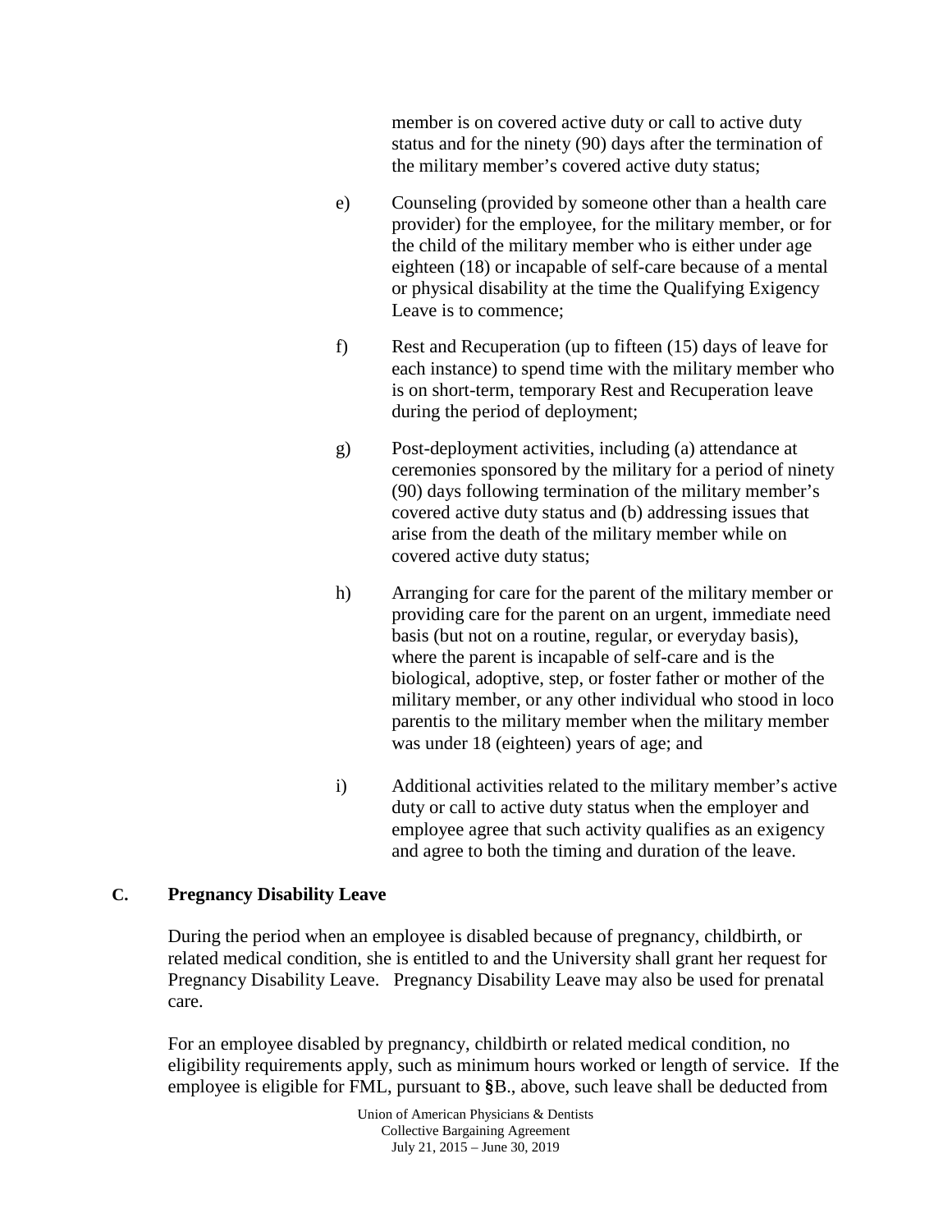member is on covered active duty or call to active duty status and for the ninety (90) days after the termination of the military member's covered active duty status;

e) Counseling (provided by someone other than a health care provider) for the employee, for the military member, or for the child of the military member who is either under age eighteen (18) or incapable of self-care because of a mental or physical disability at the time the Qualifying Exigency Leave is to commence;

f) Rest and Recuperation (up to fifteen (15) days of leave for each instance) to spend time with the military member who is on short-term, temporary Rest and Recuperation leave during the period of deployment;

g) Post-deployment activities, including (a) attendance at ceremonies sponsored by the military for a period of ninety (90) days following termination of the military member's covered active duty status and (b) addressing issues that arise from the death of the military member while on covered active duty status;

h) Arranging for care for the parent of the military member or providing care for the parent on an urgent, immediate need basis (but not on a routine, regular, or everyday basis), where the parent is incapable of self-care and is the biological, adoptive, step, or foster father or mother of the military member, or any other individual who stood in loco parentis to the military member when the military member was under 18 (eighteen) years of age; and

i) Additional activities related to the military member's active duty or call to active duty status when the employer and employee agree that such activity qualifies as an exigency and agree to both the timing and duration of the leave.

### C. Pregnancy Disability Leave

During the period when an employee is disabled because of pregnancy, childbirth, or related medical condition, she is entitled to and the University shall grant her request for Pregnancy Disability Leave. Pregnancy Disability Leave may also be used for prenatal care.

For an employee disabled by pregnancy, childbirth or related medical condition, no eligibility requirements apply, such as minimum hours worked or length of service. If the employee is eligible for FML, pursuant to §B., above, such leave shall be deducted from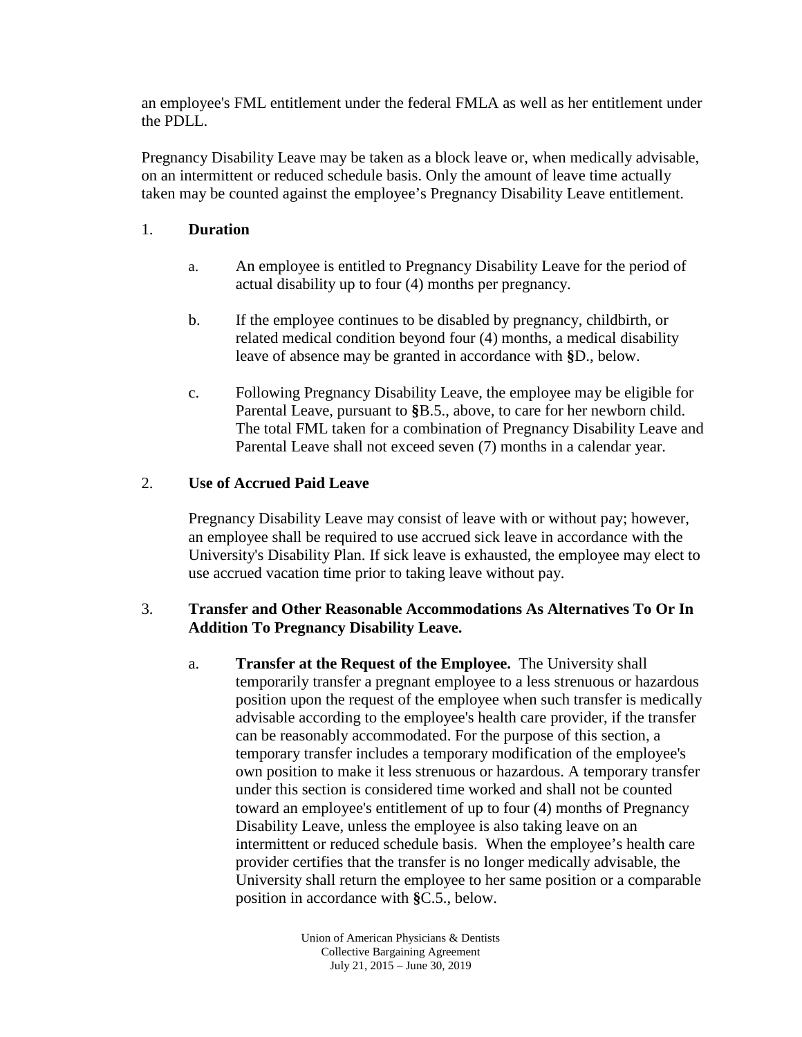an employee's FML entitlement under the federal FMLA as well as her entitlement under the PDLL.

Pregnancy Disability Leave may be taken as a block leave or, when medically advisable, on an intermittent or reduced schedule basis. Only the amount of leave time actually taken may be counted against the employee's Pregnancy Disability Leave entitlement.

1. **Duration**

   a. An employee is entitled to Pregnancy Disability Leave for the period of actual disability up to four (4) months per pregnancy.

   b. If the employee continues to be disabled by pregnancy, childbirth, or related medical condition beyond four (4) months, a medical disability leave of absence may be granted in accordance with **§**D., below.

   c. Following Pregnancy Disability Leave, the employee may be eligible for Parental Leave, pursuant to **§**B.5., above, to care for her newborn child. The total FML taken for a combination of Pregnancy Disability Leave and Parental Leave shall not exceed seven (7) months in a calendar year.

2. **Use of Accrued Paid Leave**

   Pregnancy Disability Leave may consist of leave with or without pay; however, an employee shall be required to use accrued sick leave in accordance with the University's Disability Plan. If sick leave is exhausted, the employee may elect to use accrued vacation time prior to taking leave without pay.

3. **Transfer and Other Reasonable Accommodations As Alternatives To Or In Addition To Pregnancy Disability Leave.**

   a. **Transfer at the Request of the Employee.** The University shall temporarily transfer a pregnant employee to a less strenuous or hazardous position upon the request of the employee when such transfer is medically advisable according to the employee's health care provider, if the transfer can be reasonably accommodated. For the purpose of this section, a temporary transfer includes a temporary modification of the employee's own position to make it less strenuous or hazardous. A temporary transfer under this section is considered time worked and shall not be counted toward an employee's entitlement of up to four (4) months of Pregnancy Disability Leave, unless the employee is also taking leave on an intermittent or reduced schedule basis. When the employee's health care provider certifies that the transfer is no longer medically advisable, the University shall return the employee to her same position or a comparable position in accordance with **§**C.5., below.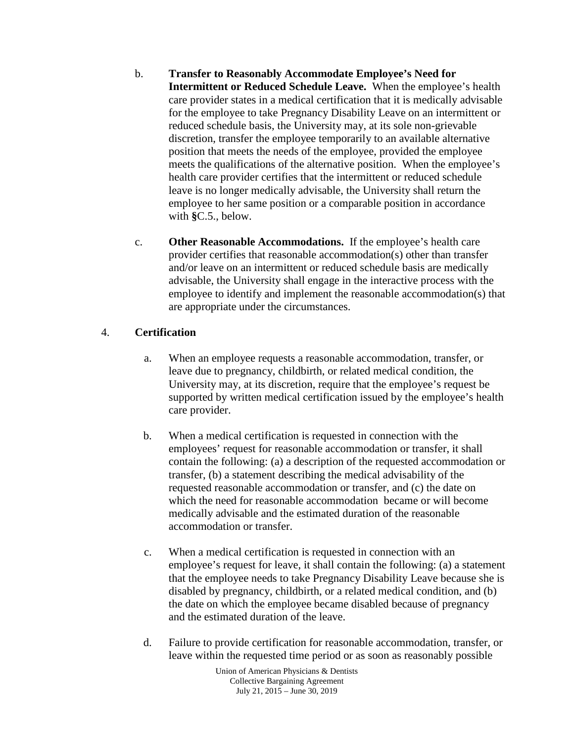b. **Transfer to Reasonably Accommodate Employee's Need for Intermittent or Reduced Schedule Leave.** When the employee's health care provider states in a medical certification that it is medically advisable for the employee to take Pregnancy Disability Leave on an intermittent or reduced schedule basis, the University may, at its sole non-grievable discretion, transfer the employee temporarily to an available alternative position that meets the needs of the employee, provided the employee meets the qualifications of the alternative position. When the employee's health care provider certifies that the intermittent or reduced schedule leave is no longer medically advisable, the University shall return the employee to her same position or a comparable position in accordance with **§**C.5., below.

c. **Other Reasonable Accommodations.** If the employee's health care provider certifies that reasonable accommodation(s) other than transfer and/or leave on an intermittent or reduced schedule basis are medically advisable, the University shall engage in the interactive process with the employee to identify and implement the reasonable accommodation(s) that are appropriate under the circumstances.

4. **Certification**

a. When an employee requests a reasonable accommodation, transfer, or leave due to pregnancy, childbirth, or related medical condition, the University may, at its discretion, require that the employee's request be supported by written medical certification issued by the employee's health care provider.

b. When a medical certification is requested in connection with the employees' request for reasonable accommodation or transfer, it shall contain the following: (a) a description of the requested accommodation or transfer, (b) a statement describing the medical advisability of the requested reasonable accommodation or transfer, and (c) the date on which the need for reasonable accommodation became or will become medically advisable and the estimated duration of the reasonable accommodation or transfer.

c. When a medical certification is requested in connection with an employee's request for leave, it shall contain the following: (a) a statement that the employee needs to take Pregnancy Disability Leave because she is disabled by pregnancy, childbirth, or a related medical condition, and (b) the date on which the employee became disabled because of pregnancy and the estimated duration of the leave.

d. Failure to provide certification for reasonable accommodation, transfer, or leave within the requested time period or as soon as reasonably possible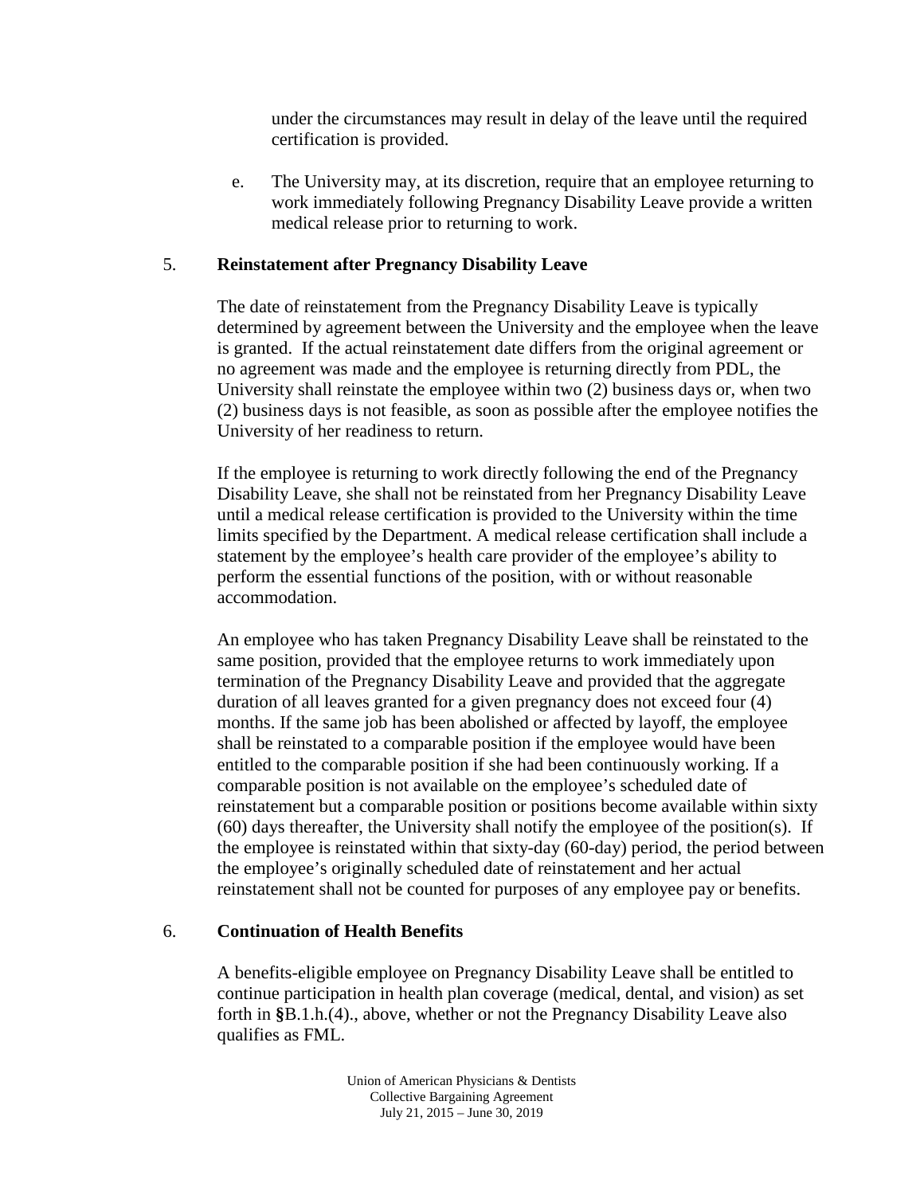under the circumstances may result in delay of the leave until the required certification is provided.

e. The University may, at its discretion, require that an employee returning to work immediately following Pregnancy Disability Leave provide a written medical release prior to returning to work.

5. **Reinstatement after Pregnancy Disability Leave**

The date of reinstatement from the Pregnancy Disability Leave is typically determined by agreement between the University and the employee when the leave is granted. If the actual reinstatement date differs from the original agreement or no agreement was made and the employee is returning directly from PDL, the University shall reinstate the employee within two (2) business days or, when two (2) business days is not feasible, as soon as possible after the employee notifies the University of her readiness to return.

If the employee is returning to work directly following the end of the Pregnancy Disability Leave, she shall not be reinstated from her Pregnancy Disability Leave until a medical release certification is provided to the University within the time limits specified by the Department. A medical release certification shall include a statement by the employee's health care provider of the employee's ability to perform the essential functions of the position, with or without reasonable accommodation.

An employee who has taken Pregnancy Disability Leave shall be reinstated to the same position, provided that the employee returns to work immediately upon termination of the Pregnancy Disability Leave and provided that the aggregate duration of all leaves granted for a given pregnancy does not exceed four (4) months. If the same job has been abolished or affected by layoff, the employee shall be reinstated to a comparable position if the employee would have been entitled to the comparable position if she had been continuously working. If a comparable position is not available on the employee's scheduled date of reinstatement but a comparable position or positions become available within sixty (60) days thereafter, the University shall notify the employee of the position(s). If the employee is reinstated within that sixty-day (60-day) period, the period between the employee's originally scheduled date of reinstatement and her actual reinstatement shall not be counted for purposes of any employee pay or benefits.

6. **Continuation of Health Benefits**

A benefits-eligible employee on Pregnancy Disability Leave shall be entitled to continue participation in health plan coverage (medical, dental, and vision) as set forth in **§**B.1.h.(4)., above, whether or not the Pregnancy Disability Leave also qualifies as FML.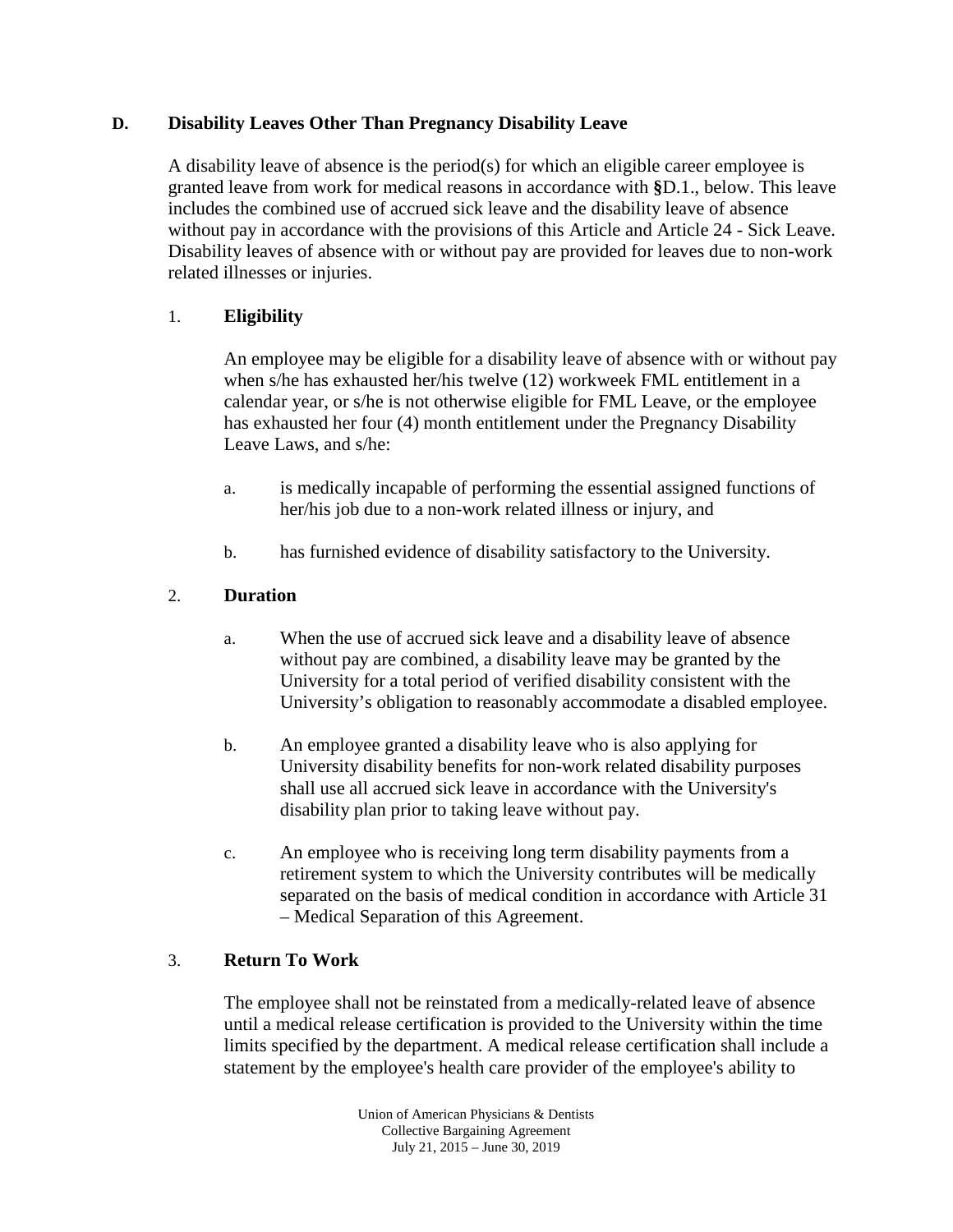### D. Disability Leaves Other Than Pregnancy Disability Leave

A disability leave of absence is the period(s) for which an eligible career employee is granted leave from work for medical reasons in accordance with §D.1., below. This leave includes the combined use of accrued sick leave and the disability leave of absence without pay in accordance with the provisions of this Article and Article 24 - Sick Leave. Disability leaves of absence with or without pay are provided for leaves due to non-work related illnesses or injuries.

#### 1. Eligibility

An employee may be eligible for a disability leave of absence with or without pay when s/he has exhausted her/his twelve (12) workweek FML entitlement in a calendar year, or s/he is not otherwise eligible for FML Leave, or the employee has exhausted her four (4) month entitlement under the Pregnancy Disability Leave Laws, and s/he:

a. is medically incapable of performing the essential assigned functions of her/his job due to a non-work related illness or injury, and

b. has furnished evidence of disability satisfactory to the University.

#### 2. Duration

a. When the use of accrued sick leave and a disability leave of absence without pay are combined, a disability leave may be granted by the University for a total period of verified disability consistent with the University's obligation to reasonably accommodate a disabled employee.

b. An employee granted a disability leave who is also applying for University disability benefits for non-work related disability purposes shall use all accrued sick leave in accordance with the University's disability plan prior to taking leave without pay.

c. An employee who is receiving long term disability payments from a retirement system to which the University contributes will be medically separated on the basis of medical condition in accordance with Article 31 – Medical Separation of this Agreement.

#### 3. Return To Work

The employee shall not be reinstated from a medically-related leave of absence until a medical release certification is provided to the University within the time limits specified by the department. A medical release certification shall include a statement by the employee's health care provider of the employee's ability to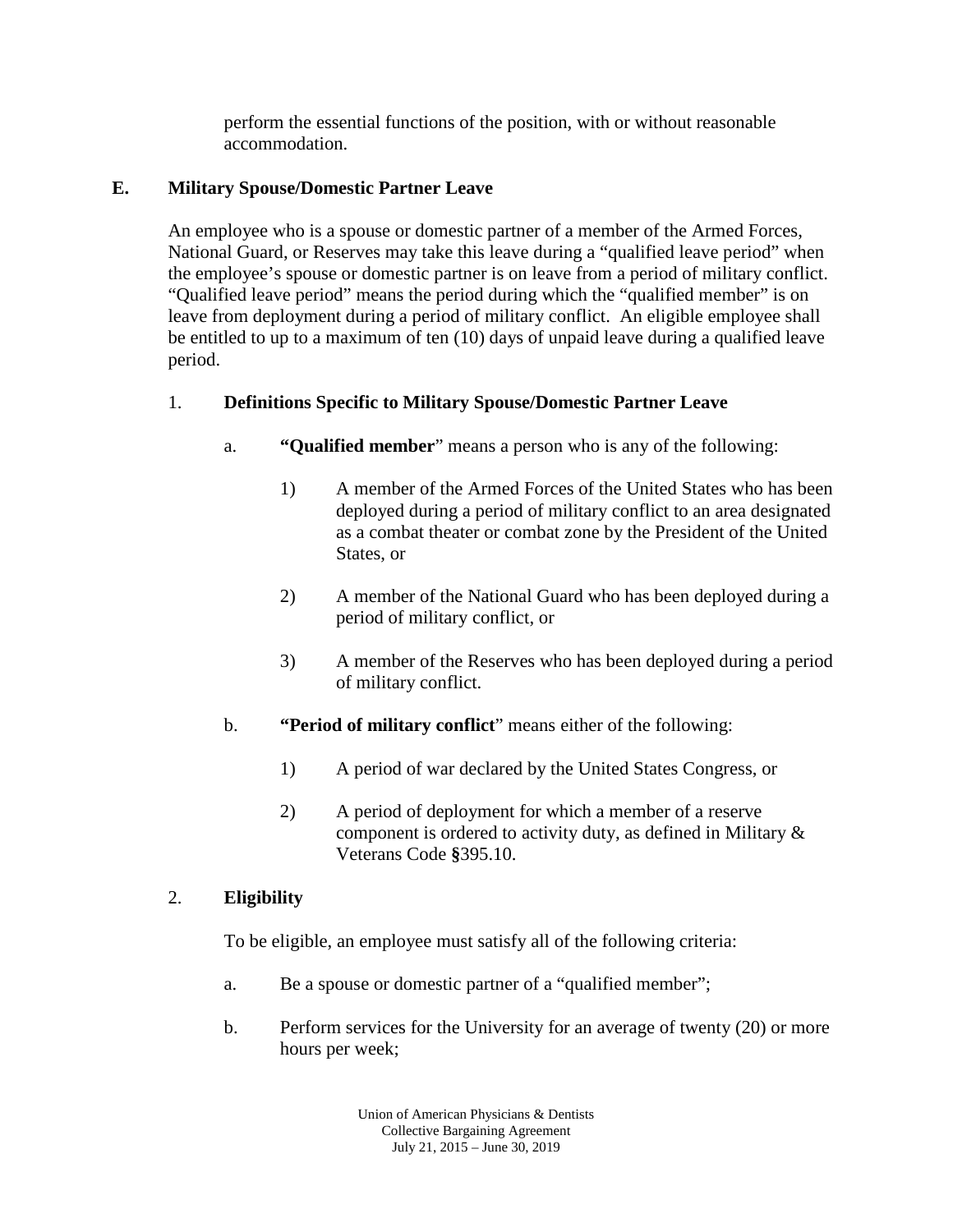perform the essential functions of the position, with or without reasonable accommodation.

## E. Military Spouse/Domestic Partner Leave

An employee who is a spouse or domestic partner of a member of the Armed Forces, National Guard, or Reserves may take this leave during a "qualified leave period" when the employee's spouse or domestic partner is on leave from a period of military conflict. "Qualified leave period" means the period during which the "qualified member" is on leave from deployment during a period of military conflict. An eligible employee shall be entitled to up to a maximum of ten (10) days of unpaid leave during a qualified leave period.

### 1. Definitions Specific to Military Spouse/Domestic Partner Leave

a. **"Qualified member**" means a person who is any of the following:

1) A member of the Armed Forces of the United States who has been deployed during a period of military conflict to an area designated as a combat theater or combat zone by the President of the United States, or

2) A member of the National Guard who has been deployed during a period of military conflict, or

3) A member of the Reserves who has been deployed during a period of military conflict.

b. **"Period of military conflict**" means either of the following:

1) A period of war declared by the United States Congress, or

2) A period of deployment for which a member of a reserve component is ordered to activity duty, as defined in Military & Veterans Code **§**395.10.

### 2. Eligibility

To be eligible, an employee must satisfy all of the following criteria:

a. Be a spouse or domestic partner of a "qualified member";

b. Perform services for the University for an average of twenty (20) or more hours per week;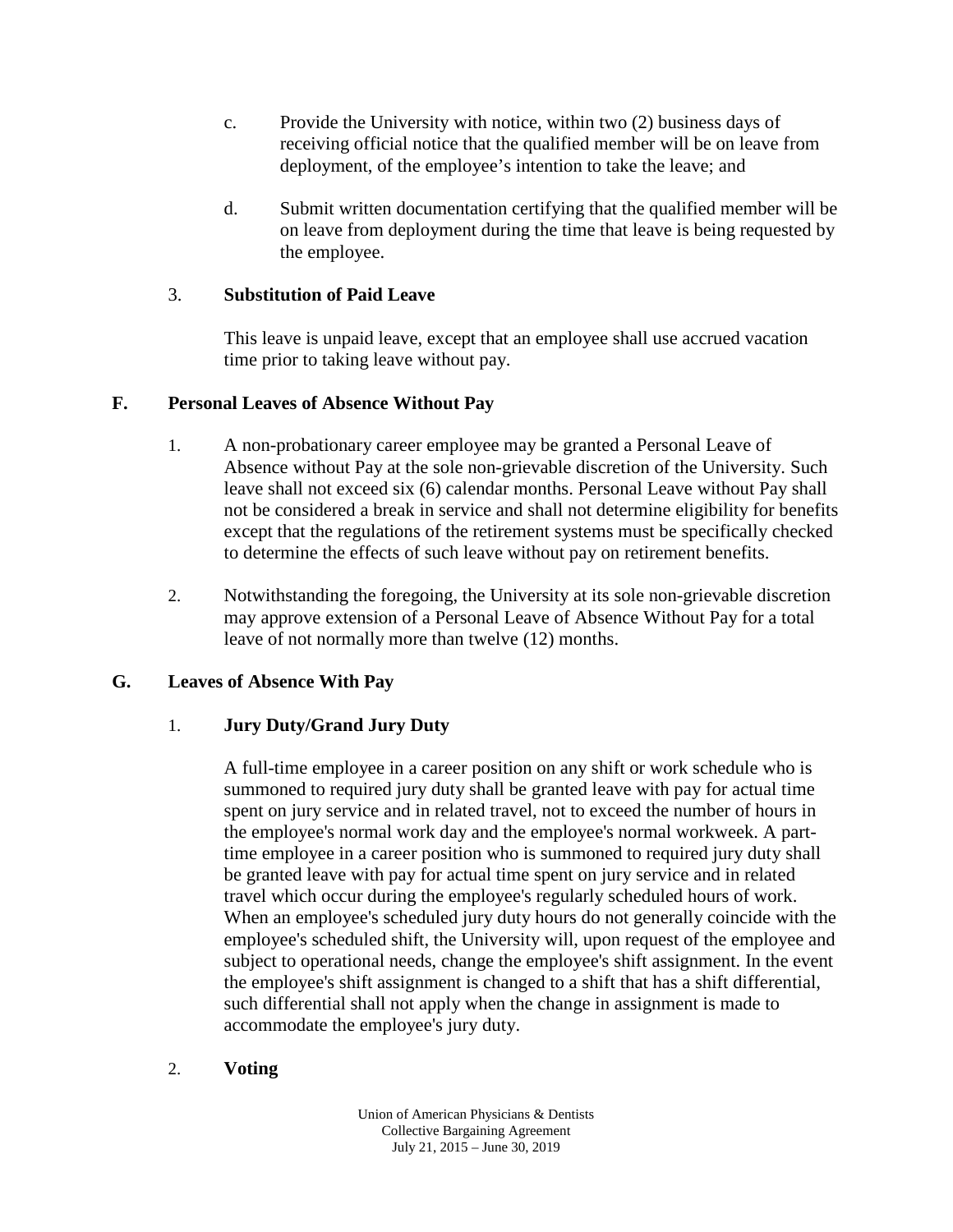c. Provide the University with notice, within two (2) business days of receiving official notice that the qualified member will be on leave from deployment, of the employee's intention to take the leave; and

d. Submit written documentation certifying that the qualified member will be on leave from deployment during the time that leave is being requested by the employee.

3. **Substitution of Paid Leave**

This leave is unpaid leave, except that an employee shall use accrued vacation time prior to taking leave without pay.

**F. Personal Leaves of Absence Without Pay**

1. A non-probationary career employee may be granted a Personal Leave of Absence without Pay at the sole non-grievable discretion of the University. Such leave shall not exceed six (6) calendar months. Personal Leave without Pay shall not be considered a break in service and shall not determine eligibility for benefits except that the regulations of the retirement systems must be specifically checked to determine the effects of such leave without pay on retirement benefits.

2. Notwithstanding the foregoing, the University at its sole non-grievable discretion may approve extension of a Personal Leave of Absence Without Pay for a total leave of not normally more than twelve (12) months.

**G. Leaves of Absence With Pay**

1. **Jury Duty/Grand Jury Duty**

A full-time employee in a career position on any shift or work schedule who is summoned to required jury duty shall be granted leave with pay for actual time spent on jury service and in related travel, not to exceed the number of hours in the employee's normal work day and the employee's normal workweek. A part-time employee in a career position who is summoned to required jury duty shall be granted leave with pay for actual time spent on jury service and in related travel which occur during the employee's regularly scheduled hours of work. When an employee's scheduled jury duty hours do not generally coincide with the employee's scheduled shift, the University will, upon request of the employee and subject to operational needs, change the employee's shift assignment. In the event the employee's shift assignment is changed to a shift that has a shift differential, such differential shall not apply when the change in assignment is made to accommodate the employee's jury duty.

2. **Voting**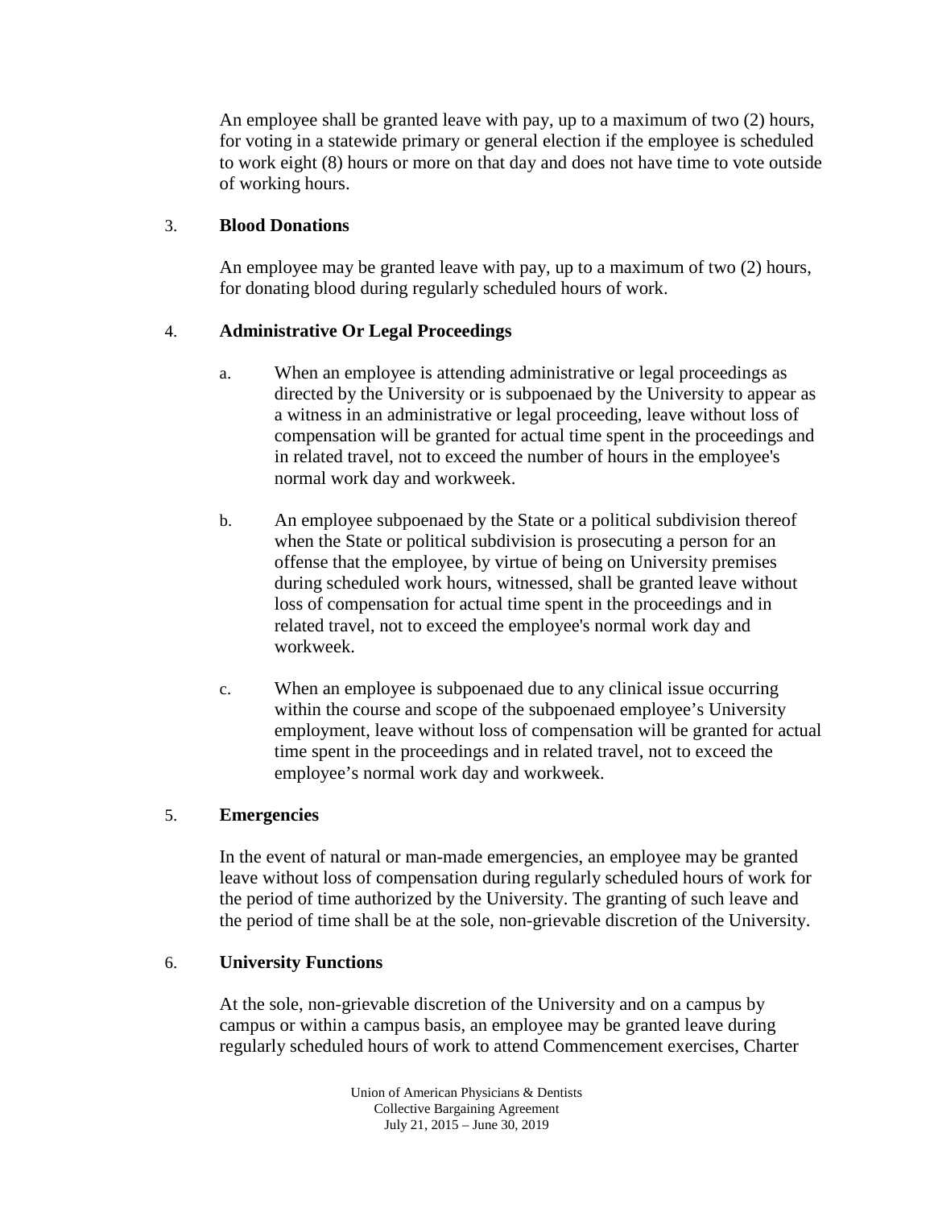An employee shall be granted leave with pay, up to a maximum of two (2) hours, for voting in a statewide primary or general election if the employee is scheduled to work eight (8) hours or more on that day and does not have time to vote outside of working hours.

3. **Blood Donations**

An employee may be granted leave with pay, up to a maximum of two (2) hours, for donating blood during regularly scheduled hours of work.

4. **Administrative Or Legal Proceedings**

a. When an employee is attending administrative or legal proceedings as directed by the University or is subpoenaed by the University to appear as a witness in an administrative or legal proceeding, leave without loss of compensation will be granted for actual time spent in the proceedings and in related travel, not to exceed the number of hours in the employee's normal work day and workweek.

b. An employee subpoenaed by the State or a political subdivision thereof when the State or political subdivision is prosecuting a person for an offense that the employee, by virtue of being on University premises during scheduled work hours, witnessed, shall be granted leave without loss of compensation for actual time spent in the proceedings and in related travel, not to exceed the employee's normal work day and workweek.

c. When an employee is subpoenaed due to any clinical issue occurring within the course and scope of the subpoenaed employee's University employment, leave without loss of compensation will be granted for actual time spent in the proceedings and in related travel, not to exceed the employee's normal work day and workweek.

5. **Emergencies**

In the event of natural or man-made emergencies, an employee may be granted leave without loss of compensation during regularly scheduled hours of work for the period of time authorized by the University. The granting of such leave and the period of time shall be at the sole, non-grievable discretion of the University.

6. **University Functions**

At the sole, non-grievable discretion of the University and on a campus by campus or within a campus basis, an employee may be granted leave during regularly scheduled hours of work to attend Commencement exercises, Charter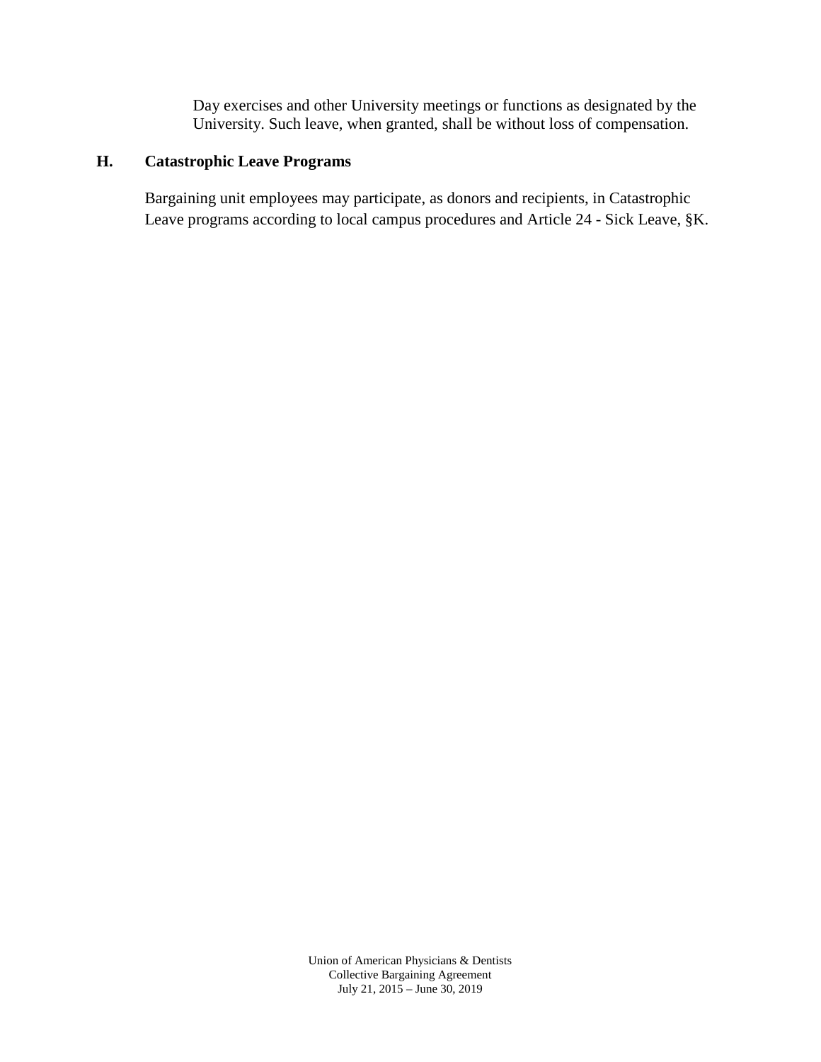Day exercises and other University meetings or functions as designated by the University. Such leave, when granted, shall be without loss of compensation.

### H. Catastrophic Leave Programs

Bargaining unit employees may participate, as donors and recipients, in Catastrophic Leave programs according to local campus procedures and Article 24 - Sick Leave, §K.